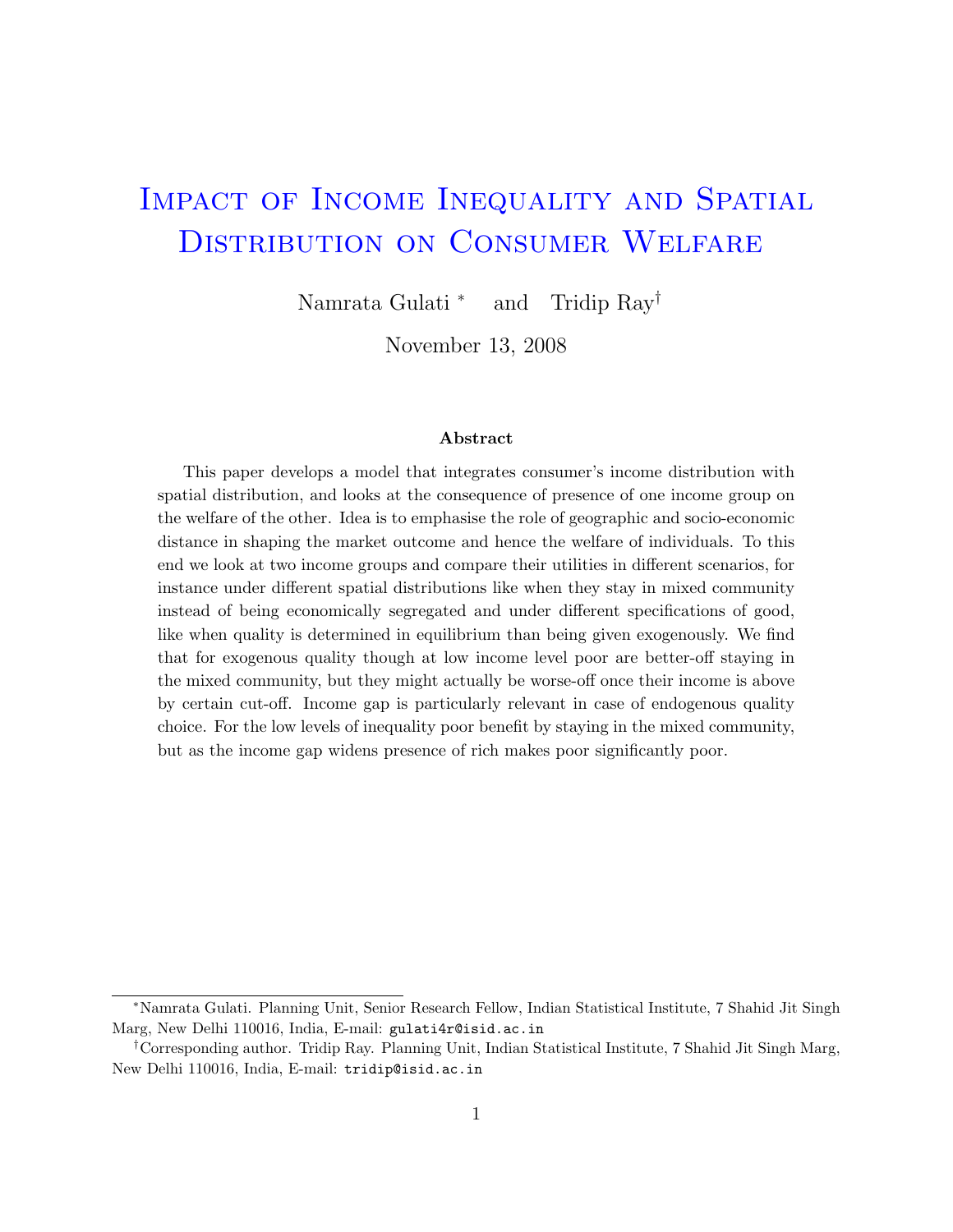# Impact of Income Inequality and Spatial Distribution on Consumer Welfare

Namrata Gulati [*] and Tridip Ray[†]

November 13, 2008

### Abstract

This paper develops a model that integrates consumer's income distribution with spatial distribution, and looks at the consequence of presence of one income group on the welfare of the other. Idea is to emphasise the role of geographic and socio-economic distance in shaping the market outcome and hence the welfare of individuals. To this end we look at two income groups and compare their utilities in different scenarios, for instance under different spatial distributions like when they stay in mixed community instead of being economically segregated and under different specifications of good, like when quality is determined in equilibrium than being given exogenously. We find that for exogenous quality though at low income level poor are better-off staying in the mixed community, but they might actually be worse-off once their income is above by certain cut-off. Income gap is particularly relevant in case of endogenous quality choice. For the low levels of inequality poor benefit by staying in the mixed community, but as the income gap widens presence of rich makes poor significantly poor.

---

[*] Namrata Gulati. Planning Unit, Senior Research Fellow, Indian Statistical Institute, 7 Shahid Jit Singh Marg, New Delhi 110016, India, E-mail: gulati4r@isid.ac.in

[†] Corresponding author. Tridip Ray. Planning Unit, Indian Statistical Institute, 7 Shahid Jit Singh Marg, New Delhi 110016, India, E-mail: tridip@isid.ac.in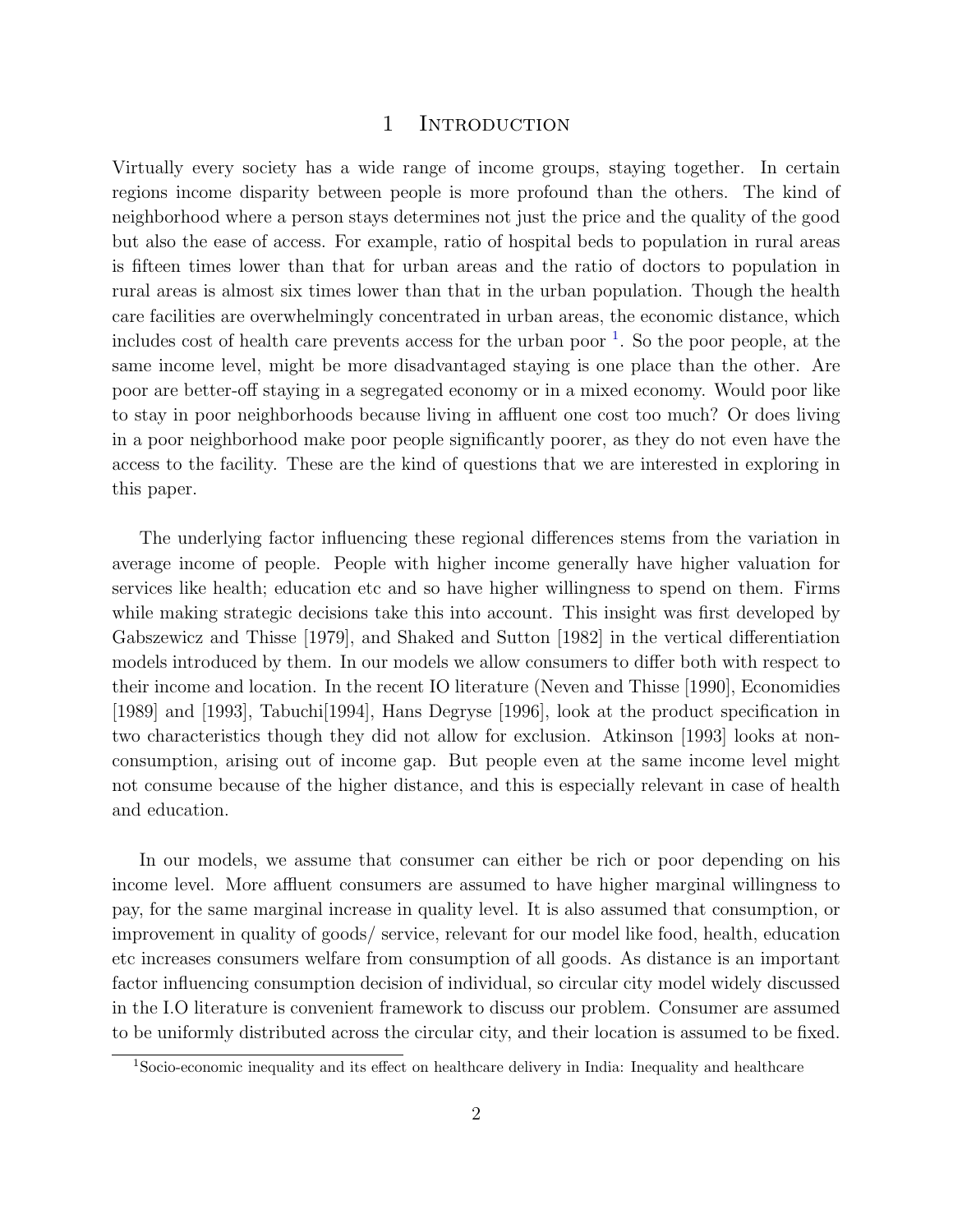# 1 Introduction

Virtually every society has a wide range of income groups, staying together. In certain regions income disparity between people is more profound than the others. The kind of neighborhood where a person stays determines not just the price and the quality of the good but also the ease of access. For example, ratio of hospital beds to population in rural areas is fifteen times lower than that for urban areas and the ratio of doctors to population in rural areas is almost six times lower than that in the urban population. Though the health care facilities are overwhelmingly concentrated in urban areas, the economic distance, which includes cost of health care prevents access for the urban poor [1]. So the poor people, at the same income level, might be more disadvantaged staying is one place than the other. Are poor are better-off staying in a segregated economy or in a mixed economy. Would poor like to stay in poor neighborhoods because living in affluent one cost too much? Or does living in a poor neighborhood make poor people significantly poorer, as they do not even have the access to the facility. These are the kind of questions that we are interested in exploring in this paper.

The underlying factor influencing these regional differences stems from the variation in average income of people. People with higher income generally have higher valuation for services like health; education etc and so have higher willingness to spend on them. Firms while making strategic decisions take this into account. This insight was first developed by Gabszewicz and Thisse [1979], and Shaked and Sutton [1982] in the vertical differentiation models introduced by them. In our models we allow consumers to differ both with respect to their income and location. In the recent IO literature (Neven and Thisse [1990], Economidies [1989] and [1993], Tabuchi[1994], Hans Degryse [1996], look at the product specification in two characteristics though they did not allow for exclusion. Atkinson [1993] looks at non-consumption, arising out of income gap. But people even at the same income level might not consume because of the higher distance, and this is especially relevant in case of health and education.

In our models, we assume that consumer can either be rich or poor depending on his income level. More affluent consumers are assumed to have higher marginal willingness to pay, for the same marginal increase in quality level. It is also assumed that consumption, or improvement in quality of goods/ service, relevant for our model like food, health, education etc increases consumers welfare from consumption of all goods. As distance is an important factor influencing consumption decision of individual, so circular city model widely discussed in the I.O literature is convenient framework to discuss our problem. Consumer are assumed to be uniformly distributed across the circular city, and their location is assumed to be fixed.

[1] Socio-economic inequality and its effect on healthcare delivery in India: Inequality and healthcare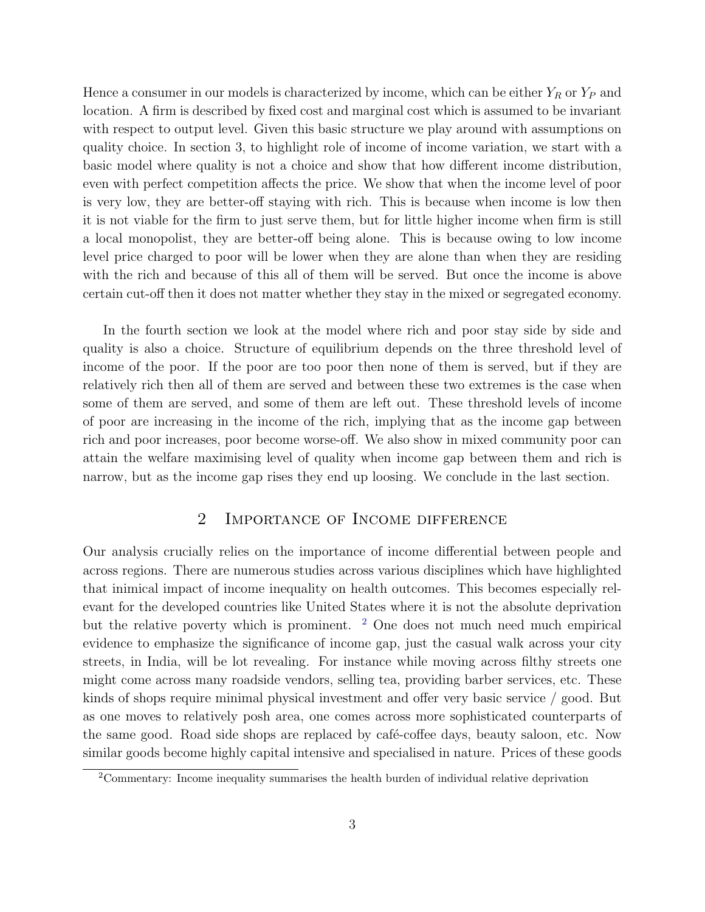Hence a consumer in our models is characterized by income, which can be either $Y_R$ or $Y_P$ and location. A firm is described by fixed cost and marginal cost which is assumed to be invariant with respect to output level. Given this basic structure we play around with assumptions on quality choice. In section 3, to highlight role of income of income variation, we start with a basic model where quality is not a choice and show that how different income distribution, even with perfect competition affects the price. We show that when the income level of poor is very low, they are better-off staying with rich. This is because when income is low then it is not viable for the firm to just serve them, but for little higher income when firm is still a local monopolist, they are better-off being alone. This is because owing to low income level price charged to poor will be lower when they are alone than when they are residing with the rich and because of this all of them will be served. But once the income is above certain cut-off then it does not matter whether they stay in the mixed or segregated economy.

In the fourth section we look at the model where rich and poor stay side by side and quality is also a choice. Structure of equilibrium depends on the three threshold level of income of the poor. If the poor are too poor then none of them is served, but if they are relatively rich then all of them are served and between these two extremes is the case when some of them are served, and some of them are left out. These threshold levels of income of poor are increasing in the income of the rich, implying that as the income gap between rich and poor increases, poor become worse-off. We also show in mixed community poor can attain the welfare maximising level of quality when income gap between them and rich is narrow, but as the income gap rises they end up loosing. We conclude in the last section.

## 2 Importance of Income difference

Our analysis crucially relies on the importance of income differential between people and across regions. There are numerous studies across various disciplines which have highlighted that inimical impact of income inequality on health outcomes. This becomes especially relevant for the developed countries like United States where it is not the absolute deprivation but the relative poverty which is prominent. [2] One does not much need much empirical evidence to emphasize the significance of income gap, just the casual walk across your city streets, in India, will be lot revealing. For instance while moving across filthy streets one might come across many roadside vendors, selling tea, providing barber services, etc. These kinds of shops require minimal physical investment and offer very basic service / good. But as one moves to relatively posh area, one comes across more sophisticated counterparts of the same good. Road side shops are replaced by café-coffee days, beauty saloon, etc. Now similar goods become highly capital intensive and specialised in nature. Prices of these goods

[2] Commentary: Income inequality summarises the health burden of individual relative deprivation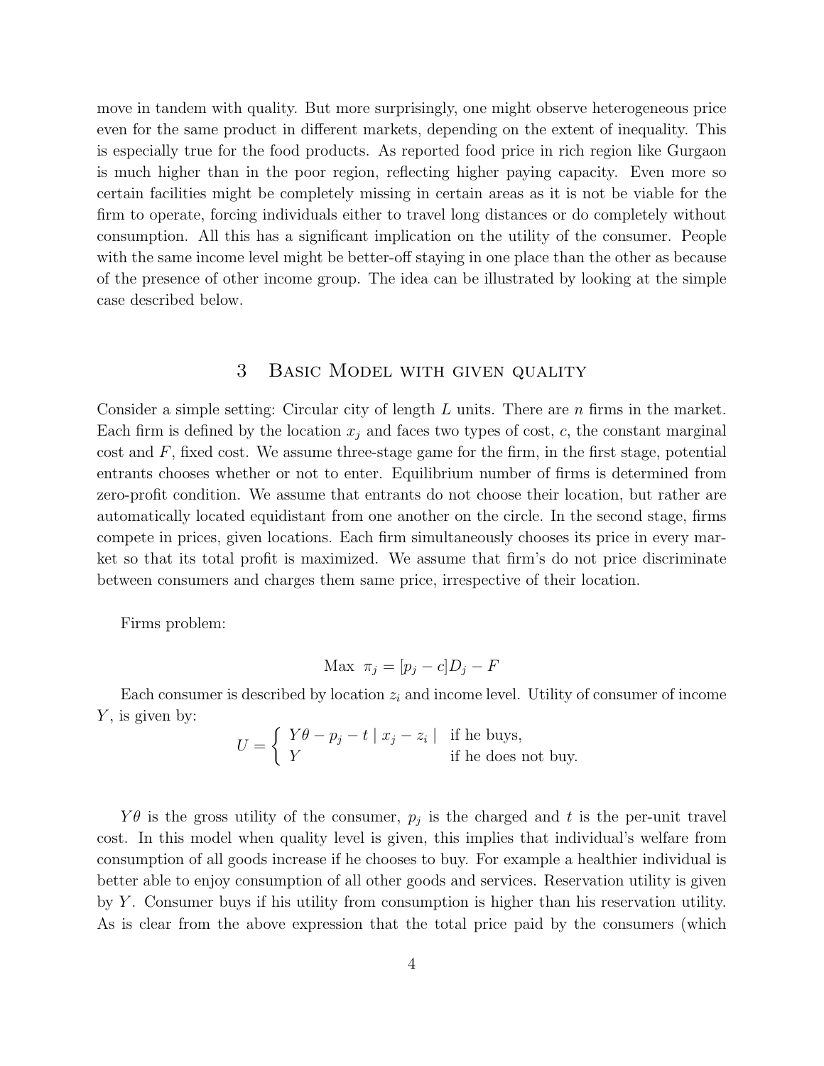move in tandem with quality. But more surprisingly, one might observe heterogeneous price even for the same product in different markets, depending on the extent of inequality. This is especially true for the food products. As reported food price in rich region like Gurgaon is much higher than in the poor region, reflecting higher paying capacity. Even more so certain facilities might be completely missing in certain areas as it is not be viable for the firm to operate, forcing individuals either to travel long distances or do completely without consumption. All this has a significant implication on the utility of the consumer. People with the same income level might be better-off staying in one place than the other as because of the presence of other income group. The idea can be illustrated by looking at the simple case described below.

## 3 Basic Model with given quality

Consider a simple setting: Circular city of length $L$ units. There are $n$ firms in the market. Each firm is defined by the location $x_j$ and faces two types of cost, $c$, the constant marginal cost and $F$, fixed cost. We assume three-stage game for the firm, in the first stage, potential entrants chooses whether or not to enter. Equilibrium number of firms is determined from zero-profit condition. We assume that entrants do not choose their location, but rather are automatically located equidistant from one another on the circle. In the second stage, firms compete in prices, given locations. Each firm simultaneously chooses its price in every market so that its total profit is maximized. We assume that firm's do not price discriminate between consumers and charges them same price, irrespective of their location.

Firms problem:

$$\text{Max } \ \pi_j = [p_j - c]D_j - F$$

Each consumer is described by location $z_i$ and income level. Utility of consumer of income $Y$, is given by:

$$U = \begin{cases} Y\theta - p_j - t \mid x_j - z_i \mid & \text{if he buys,} \\ Y & \text{if he does not buy.} \end{cases}$$

$Y\theta$ is the gross utility of the consumer, $p_j$ is the charged and $t$ is the per-unit travel cost. In this model when quality level is given, this implies that individual's welfare from consumption of all goods increase if he chooses to buy. For example a healthier individual is better able to enjoy consumption of all other goods and services. Reservation utility is given by $Y$. Consumer buys if his utility from consumption is higher than his reservation utility. As is clear from the above expression that the total price paid by the consumers (which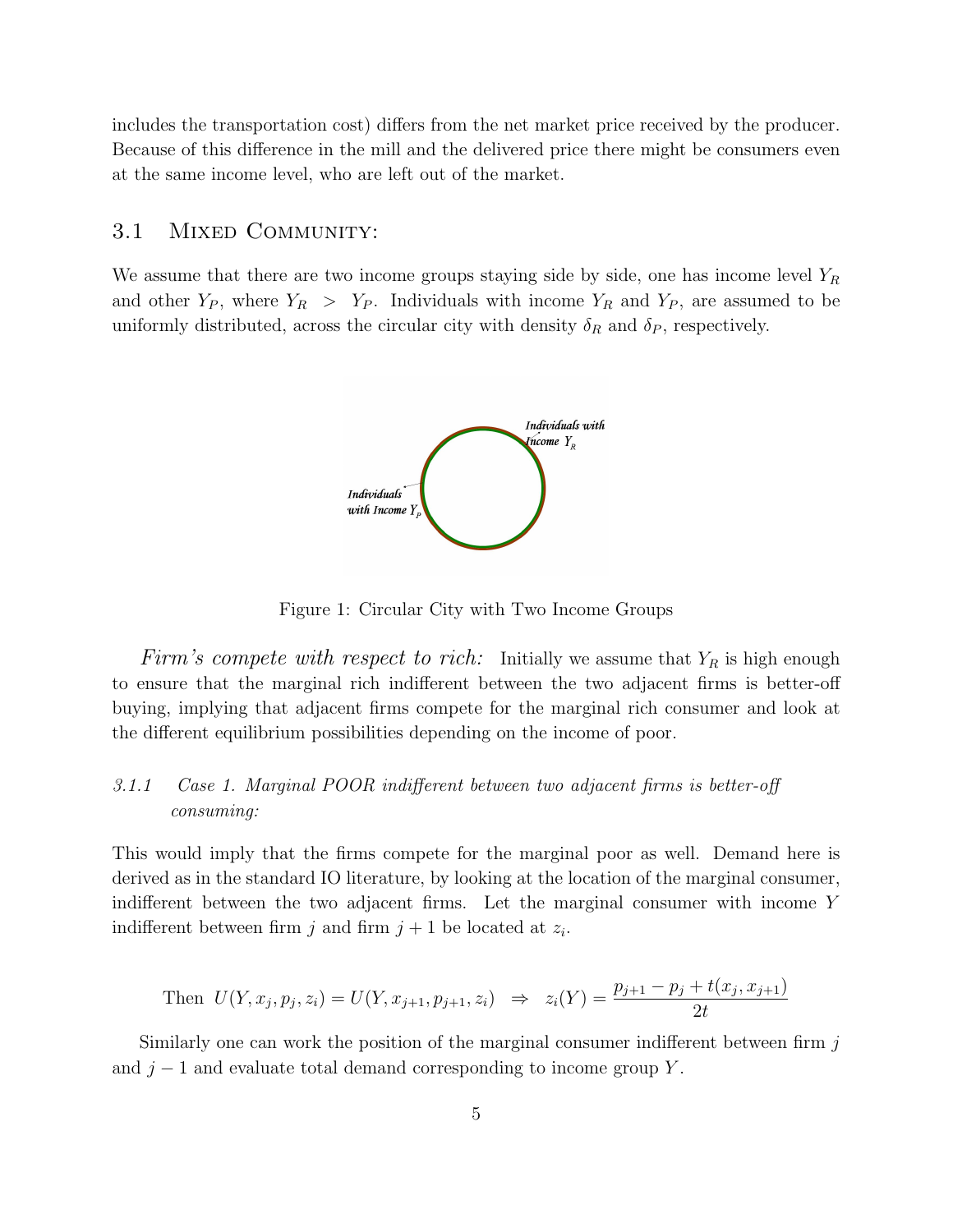includes the transportation cost) differs from the net market price received by the producer. Because of this difference in the mill and the delivered price there might be consumers even at the same income level, who are left out of the market.

## 3.1 Mixed Community:

We assume that there are two income groups staying side by side, one has income level $Y_R$ and other $Y_P$, where $Y_R > Y_P$. Individuals with income $Y_R$ and $Y_P$, are assumed to be uniformly distributed, across the circular city with density $\delta_R$ and $\delta_P$, respectively.

Individuals with Income $Y_R$

Individuals with Income $Y_P$

Figure 1: Circular City with Two Income Groups

*Firm's compete with respect to rich:* Initially we assume that $Y_R$ is high enough to ensure that the marginal rich indifferent between the two adjacent firms is better-off buying, implying that adjacent firms compete for the marginal rich consumer and look at the different equilibrium possibilities depending on the income of poor.

### 3.1.1 *Case 1. Marginal POOR indifferent between two adjacent firms is better-off consuming:*

This would imply that the firms compete for the marginal poor as well. Demand here is derived as in the standard IO literature, by looking at the location of the marginal consumer, indifferent between the two adjacent firms. Let the marginal consumer with income $Y$ indifferent between firm $j$ and firm $j+1$ be located at $z_i$.

$$\text{Then } U(Y, x_j, p_j, z_i) = U(Y, x_{j+1}, p_{j+1}, z_i) \;\Rightarrow\; z_i(Y) = \frac{p_{j+1} - p_j + t(x_j, x_{j+1})}{2t}$$

Similarly one can work the position of the marginal consumer indifferent between firm $j$ and $j-1$ and evaluate total demand corresponding to income group $Y$.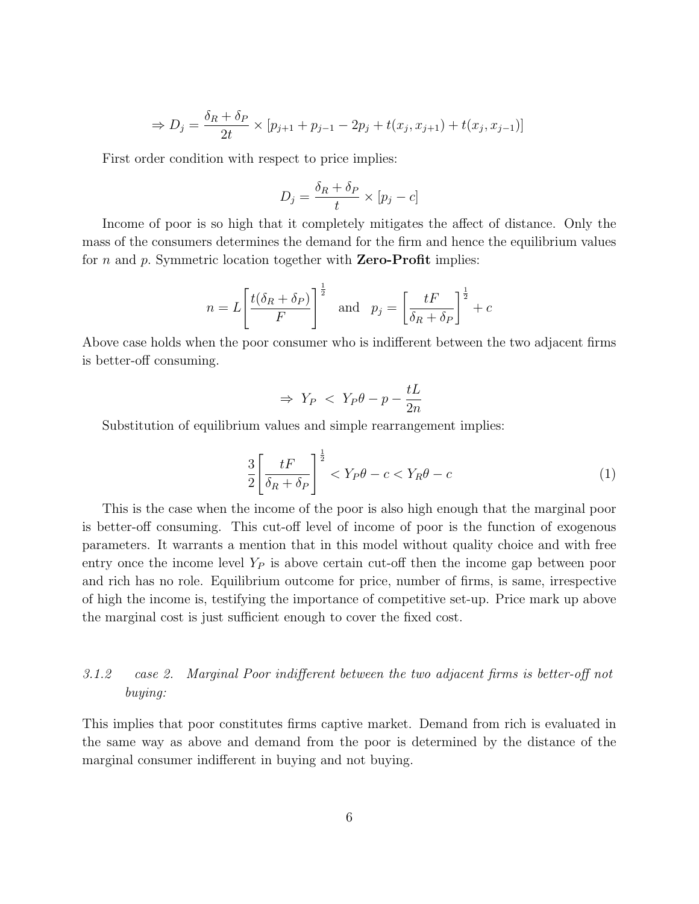$$\Rightarrow D_j = \frac{\delta_R + \delta_P}{2t} \times [p_{j+1} + p_{j-1} - 2p_j + t(x_j, x_{j+1}) + t(x_j, x_{j-1})]$$

First order condition with respect to price implies:

$$D_j = \frac{\delta_R + \delta_P}{t} \times [p_j - c]$$

Income of poor is so high that it completely mitigates the affect of distance. Only the mass of the consumers determines the demand for the firm and hence the equilibrium values for $n$ and $p$. Symmetric location together with **Zero-Profit** implies:

$$n = L\left[\frac{t(\delta_R + \delta_P)}{F}\right]^{\frac{1}{2}} \quad \text{and} \quad p_j = \left[\frac{tF}{\delta_R + \delta_P}\right]^{\frac{1}{2}} + c$$

Above case holds when the poor consumer who is indifferent between the two adjacent firms is better-off consuming.

$$\Rightarrow \; Y_P \; < \; Y_P\theta - p - \frac{tL}{2n}$$

Substitution of equilibrium values and simple rearrangement implies:

$$\frac{3}{2}\left[\frac{tF}{\delta_R + \delta_P}\right]^{\frac{1}{2}} < Y_P\theta - c < Y_R\theta - c \tag{1}$$

This is the case when the income of the poor is also high enough that the marginal poor is better-off consuming. This cut-off level of income of poor is the function of exogenous parameters. It warrants a mention that in this model without quality choice and with free entry once the income level $Y_P$ is above certain cut-off then the income gap between poor and rich has no role. Equilibrium outcome for price, number of firms, is same, irrespective of high the income is, testifying the importance of competitive set-up. Price mark up above the marginal cost is just sufficient enough to cover the fixed cost.

#### *3.1.2 case 2. Marginal Poor indifferent between the two adjacent firms is better-off not buying:*

This implies that poor constitutes firms captive market. Demand from rich is evaluated in the same way as above and demand from the poor is determined by the distance of the marginal consumer indifferent in buying and not buying.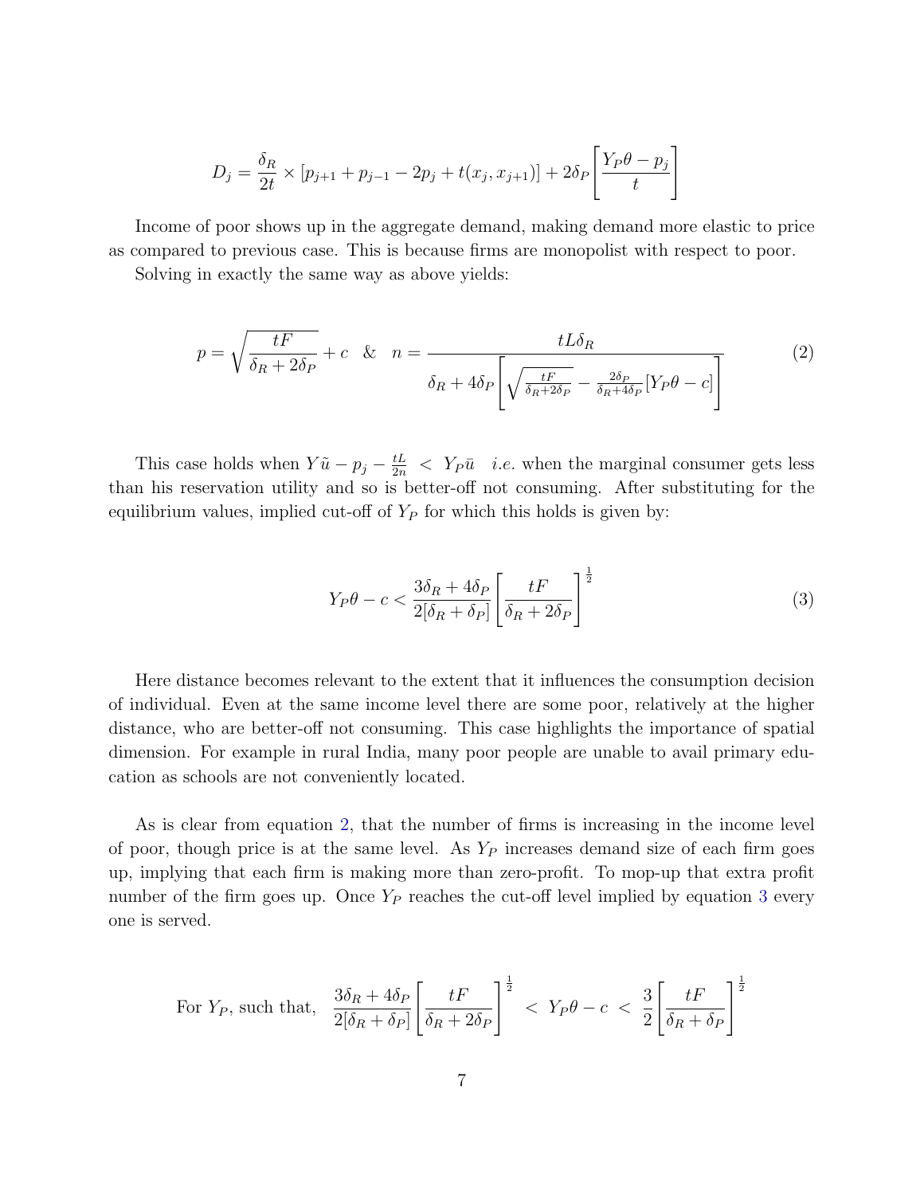$$D_j = \frac{\delta_R}{2t} \times [p_{j+1} + p_{j-1} - 2p_j + t(x_j, x_{j+1})] + 2\delta_P \left[ \frac{Y_P\theta - p_j}{t} \right]$$

Income of poor shows up in the aggregate demand, making demand more elastic to price as compared to previous case. This is because firms are monopolist with respect to poor.

Solving in exactly the same way as above yields:

$$p = \sqrt{\frac{tF}{\delta_R + 2\delta_P}} + c \quad \& \quad n = \frac{tL\delta_R}{\delta_R + 4\delta_P \left[ \sqrt{\frac{tF}{\delta_R + 2\delta_P}} - \frac{2\delta_P}{\delta_R + 4\delta_P}[Y_P\theta - c] \right]} \tag{2}$$

This case holds when $Y\tilde{u} - p_j - \frac{tL}{2n} < Y_P\bar{u}$ *i.e.* when the marginal consumer gets less than his reservation utility and so is better-off not consuming. After substituting for the equilibrium values, implied cut-off of $Y_P$ for which this holds is given by:

$$Y_P\theta - c < \frac{3\delta_R + 4\delta_P}{2[\delta_R + \delta_P]} \left[ \frac{tF}{\delta_R + 2\delta_P} \right]^{\frac{1}{2}} \tag{3}$$

Here distance becomes relevant to the extent that it influences the consumption decision of individual. Even at the same income level there are some poor, relatively at the higher distance, who are better-off not consuming. This case highlights the importance of spatial dimension. For example in rural India, many poor people are unable to avail primary education as schools are not conveniently located.

As is clear from equation 2, that the number of firms is increasing in the income level of poor, though price is at the same level. As $Y_P$ increases demand size of each firm goes up, implying that each firm is making more than zero-profit. To mop-up that extra profit number of the firm goes up. Once $Y_P$ reaches the cut-off level implied by equation 3 every one is served.

For $Y_P$, such that, $\frac{3\delta_R + 4\delta_P}{2[\delta_R + \delta_P]} \left[ \frac{tF}{\delta_R + 2\delta_P} \right]^{\frac{1}{2}} < Y_P\theta - c < \frac{3}{2} \left[ \frac{tF}{\delta_R + \delta_P} \right]^{\frac{1}{2}}$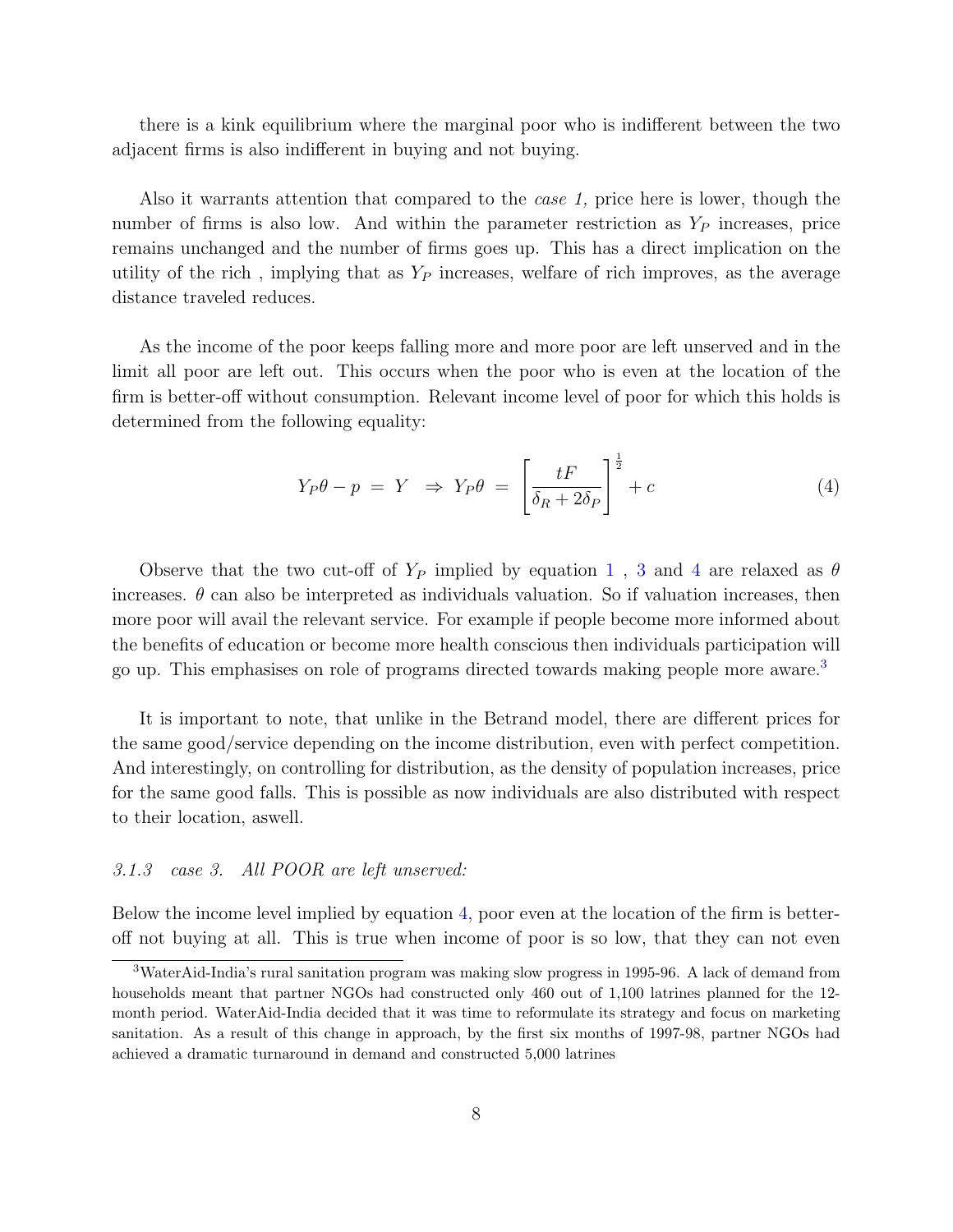there is a kink equilibrium where the marginal poor who is indifferent between the two adjacent firms is also indifferent in buying and not buying.

Also it warrants attention that compared to the *case 1,* price here is lower, though the number of firms is also low. And within the parameter restriction as $Y_P$ increases, price remains unchanged and the number of firms goes up. This has a direct implication on the utility of the rich , implying that as $Y_P$ increases, welfare of rich improves, as the average distance traveled reduces.

As the income of the poor keeps falling more and more poor are left unserved and in the limit all poor are left out. This occurs when the poor who is even at the location of the firm is better-off without consumption. Relevant income level of poor for which this holds is determined from the following equality:

$$Y_P\theta - p \;=\; Y \;\;\Rightarrow\; Y_P\theta \;=\; \left[\frac{tF}{\delta_R + 2\delta_P}\right]^{\frac{1}{2}} + c \tag{4}$$

Observe that the two cut-off of $Y_P$ implied by equation 1 , 3 and 4 are relaxed as $\theta$ increases. $\theta$ can also be interpreted as individuals valuation. So if valuation increases, then more poor will avail the relevant service. For example if people become more informed about the benefits of education or become more health conscious then individuals participation will go up. This emphasises on role of programs directed towards making people more aware.[3]

It is important to note, that unlike in the Betrand model, there are different prices for the same good/service depending on the income distribution, even with perfect competition. And interestingly, on controlling for distribution, as the density of population increases, price for the same good falls. This is possible as now individuals are also distributed with respect to their location, aswell.

#### *3.1.3 case 3. All POOR are left unserved:*

Below the income level implied by equation 4, poor even at the location of the firm is better-off not buying at all. This is true when income of poor is so low, that they can not even

[3] WaterAid-India's rural sanitation program was making slow progress in 1995-96. A lack of demand from households meant that partner NGOs had constructed only 460 out of 1,100 latrines planned for the 12-month period. WaterAid-India decided that it was time to reformulate its strategy and focus on marketing sanitation. As a result of this change in approach, by the first six months of 1997-98, partner NGOs had achieved a dramatic turnaround in demand and constructed 5,000 latrines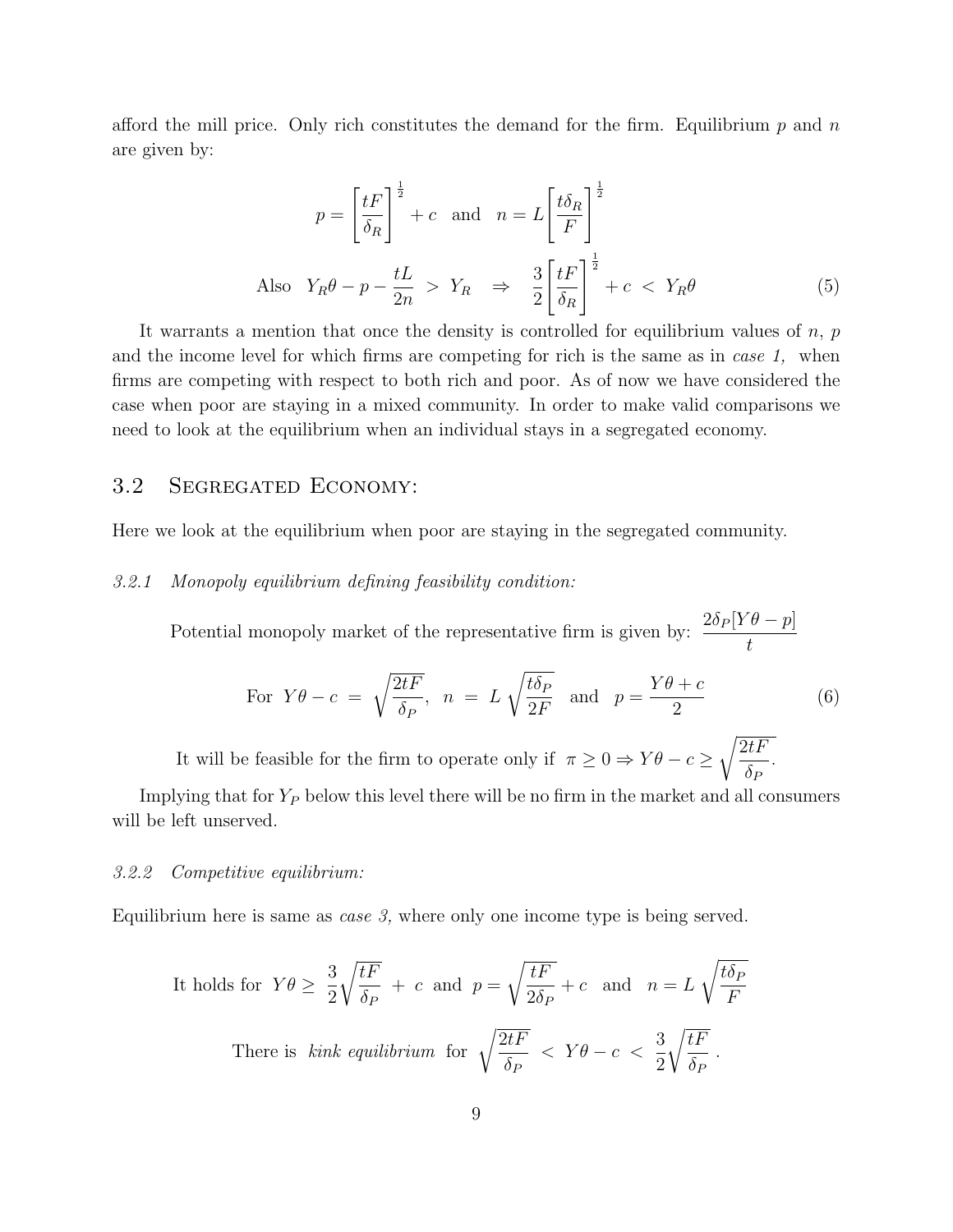afford the mill price. Only rich constitutes the demand for the firm. Equilibrium $p$ and $n$ are given by:

$$p = \left[\frac{tF}{\delta_R}\right]^{\frac{1}{2}} + c \quad \text{and} \quad n = L\left[\frac{t\delta_R}{F}\right]^{\frac{1}{2}}$$

$$\text{Also} \quad Y_R\theta - p - \frac{tL}{2n} \; > \; Y_R \quad \Rightarrow \quad \frac{3}{2}\left[\frac{tF}{\delta_R}\right]^{\frac{1}{2}} + c \; < \; Y_R\theta \tag{5}$$

It warrants a mention that once the density is controlled for equilibrium values of $n$, $p$ and the income level for which firms are competing for rich is the same as in *case 1,* when firms are competing with respect to both rich and poor. As of now we have considered the case when poor are staying in a mixed community. In order to make valid comparisons we need to look at the equilibrium when an individual stays in a segregated economy.

## 3.2 Segregated Economy:

Here we look at the equilibrium when poor are staying in the segregated community.

*3.2.1 Monopoly equilibrium defining feasibility condition:*

Potential monopoly market of the representative firm is given by: $\dfrac{2\delta_P[Y\theta - p]}{t}$

$$\text{For } \; Y\theta - c \; = \; \sqrt{\frac{2tF}{\delta_P}}, \;\; n \; = \; L\sqrt{\frac{t\delta_P}{2F}} \;\; \text{and} \;\; p = \frac{Y\theta + c}{2} \tag{6}$$

It will be feasible for the firm to operate only if $\pi \geq 0 \Rightarrow Y\theta - c \geq \sqrt{\dfrac{2tF}{\delta_P}}$.

Implying that for $Y_P$ below this level there will be no firm in the market and all consumers will be left unserved.

*3.2.2 Competitive equilibrium:*

Equilibrium here is same as *case 3,* where only one income type is being served.

$$\text{It holds for } \; Y\theta \geq \frac{3}{2}\sqrt{\frac{tF}{\delta_P}} \; + \; c \;\; \text{and} \;\; p = \sqrt{\frac{tF}{2\delta_P}} + c \;\; \text{and} \;\; n = L\sqrt{\frac{t\delta_P}{F}}$$

$$\text{There is } \; \textit{kink equilibrium} \; \text{ for } \; \sqrt{\frac{2tF}{\delta_P}} \; < \; Y\theta - c \; < \; \frac{3}{2}\sqrt{\frac{tF}{\delta_P}} \,.$$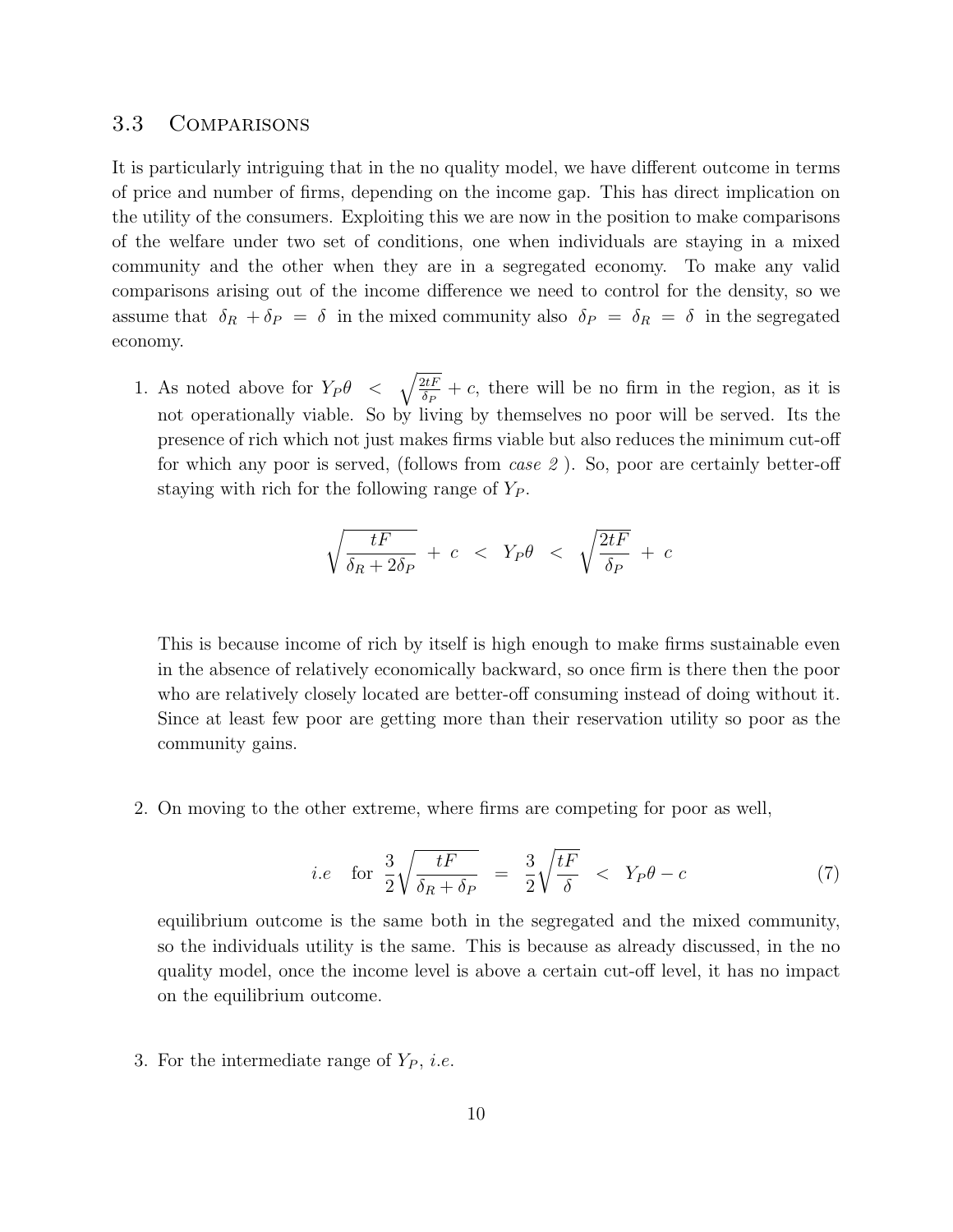### 3.3 Comparisons

It is particularly intriguing that in the no quality model, we have different outcome in terms of price and number of firms, depending on the income gap. This has direct implication on the utility of the consumers. Exploiting this we are now in the position to make comparisons of the welfare under two set of conditions, one when individuals are staying in a mixed community and the other when they are in a segregated economy. To make any valid comparisons arising out of the income difference we need to control for the density, so we assume that $\delta_R + \delta_P = \delta$ in the mixed community also $\delta_P = \delta_R = \delta$ in the segregated economy.

1. As noted above for $Y_P\theta < \sqrt{\frac{2tF}{\delta_P}} + c$, there will be no firm in the region, as it is not operationally viable. So by living by themselves no poor will be served. Its the presence of rich which not just makes firms viable but also reduces the minimum cut-off for which any poor is served, (follows from *case 2* ). So, poor are certainly better-off staying with rich for the following range of $Y_P$.

$$\sqrt{\frac{tF}{\delta_R + 2\delta_P}} + c < Y_P\theta < \sqrt{\frac{2tF}{\delta_P}} + c$$

   This is because income of rich by itself is high enough to make firms sustainable even in the absence of relatively economically backward, so once firm is there then the poor who are relatively closely located are better-off consuming instead of doing without it. Since at least few poor are getting more than their reservation utility so poor as the community gains.

2. On moving to the other extreme, where firms are competing for poor as well,

$$i.e \quad \text{for } \frac{3}{2}\sqrt{\frac{tF}{\delta_R + \delta_P}} = \frac{3}{2}\sqrt{\frac{tF}{\delta}} < Y_P\theta - c \tag{7}$$

   equilibrium outcome is the same both in the segregated and the mixed community, so the individuals utility is the same. This is because as already discussed, in the no quality model, once the income level is above a certain cut-off level, it has no impact on the equilibrium outcome.

3. For the intermediate range of $Y_P$, *i.e.*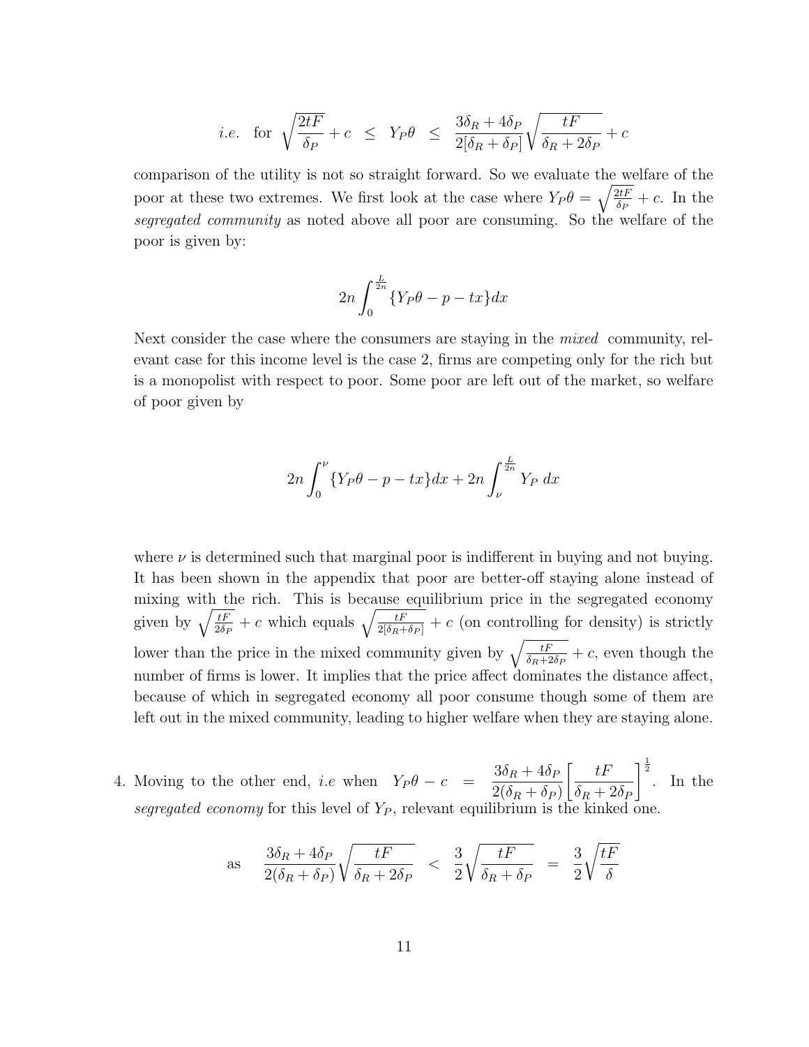$$i.e. \quad \text{for} \quad \sqrt{\frac{2tF}{\delta_P}} + c \;\; \leq \;\; Y_P\theta \;\; \leq \;\; \frac{3\delta_R + 4\delta_P}{2[\delta_R + \delta_P]}\sqrt{\frac{tF}{\delta_R + 2\delta_P}} + c$$

comparison of the utility is not so straight forward. So we evaluate the welfare of the poor at these two extremes. We first look at the case where $Y_P\theta = \sqrt{\frac{2tF}{\delta_P}} + c$. In the *segregated community* as noted above all poor are consuming. So the welfare of the poor is given by:

$$2n\int_0^{\frac{L}{2n}} \{Y_P\theta - p - tx\}dx$$

Next consider the case where the consumers are staying in the *mixed* community, relevant case for this income level is the case 2, firms are competing only for the rich but is a monopolist with respect to poor. Some poor are left out of the market, so welfare of poor given by

$$2n\int_0^{\nu} \{Y_P\theta - p - tx\}dx + 2n\int_{\nu}^{\frac{L}{2n}} Y_P \; dx$$

where $\nu$ is determined such that marginal poor is indifferent in buying and not buying. It has been shown in the appendix that poor are better-off staying alone instead of mixing with the rich. This is because equilibrium price in the segregated economy given by $\sqrt{\frac{tF}{2\delta_P}} + c$ which equals $\sqrt{\frac{tF}{2[\delta_R+\delta_P]}} + c$ (on controlling for density) is strictly lower than the price in the mixed community given by $\sqrt{\frac{tF}{\delta_R+2\delta_P}} + c$, even though the number of firms is lower. It implies that the price affect dominates the distance affect, because of which in segregated economy all poor consume though some of them are left out in the mixed community, leading to higher welfare when they are staying alone.

4. Moving to the other end, *i.e* when $Y_P\theta - c \;\; = \;\; \frac{3\delta_R + 4\delta_P}{2(\delta_R + \delta_P)}\left[\frac{tF}{\delta_R + 2\delta_P}\right]^{\frac{1}{2}}$. In the *segregated economy* for this level of $Y_P$, relevant equilibrium is the kinked one.

$$\text{as} \quad \frac{3\delta_R + 4\delta_P}{2(\delta_R + \delta_P)}\sqrt{\frac{tF}{\delta_R + 2\delta_P}} \;\; < \;\; \frac{3}{2}\sqrt{\frac{tF}{\delta_R + \delta_P}} \;\; = \;\; \frac{3}{2}\sqrt{\frac{tF}{\delta}}$$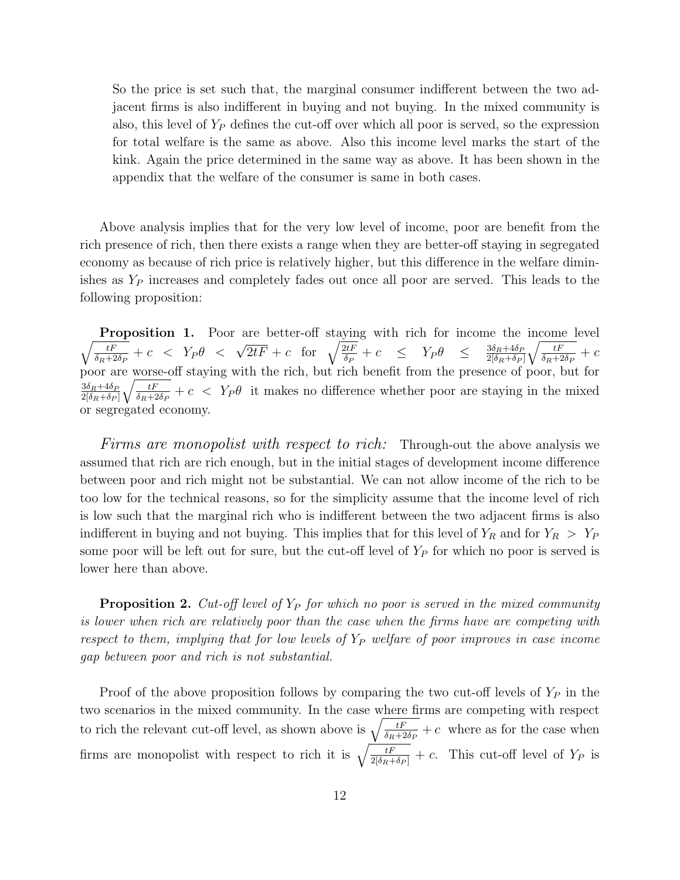So the price is set such that, the marginal consumer indifferent between the two adjacent firms is also indifferent in buying and not buying. In the mixed community is also, this level of $Y_P$ defines the cut-off over which all poor is served, so the expression for total welfare is the same as above. Also this income level marks the start of the kink. Again the price determined in the same way as above. It has been shown in the appendix that the welfare of the consumer is same in both cases.

Above analysis implies that for the very low level of income, poor are benefit from the rich presence of rich, then there exists a range when they are better-off staying in segregated economy as because of rich price is relatively higher, but this difference in the welfare diminishes as $Y_P$ increases and completely fades out once all poor are served. This leads to the following proposition:

**Proposition 1.** Poor are better-off staying with rich for income the income level $\sqrt{\frac{tF}{\delta_R+2\delta_P}} + c < Y_P\theta < \sqrt{2tF} + c$ for $\sqrt{\frac{2tF}{\delta_P}} + c \leq Y_P\theta \leq \frac{3\delta_R+4\delta_P}{2[\delta_R+\delta_P]}\sqrt{\frac{tF}{\delta_R+2\delta_P}} + c$ poor are worse-off staying with the rich, but rich benefit from the presence of poor, but for $\frac{3\delta_R+4\delta_P}{2[\delta_R+\delta_P]}\sqrt{\frac{tF}{\delta_R+2\delta_P}} + c < Y_P\theta$ it makes no difference whether poor are staying in the mixed or segregated economy.

*Firms are monopolist with respect to rich:* Through-out the above analysis we assumed that rich are rich enough, but in the initial stages of development income difference between poor and rich might not be substantial. We can not allow income of the rich to be too low for the technical reasons, so for the simplicity assume that the income level of rich is low such that the marginal rich who is indifferent between the two adjacent firms is also indifferent in buying and not buying. This implies that for this level of $Y_R$ and for $Y_R > Y_P$ some poor will be left out for sure, but the cut-off level of $Y_P$ for which no poor is served is lower here than above.

**Proposition 2.** *Cut-off level of $Y_P$ for which no poor is served in the mixed community is lower when rich are relatively poor than the case when the firms have are competing with respect to them, implying that for low levels of $Y_P$ welfare of poor improves in case income gap between poor and rich is not substantial.*

Proof of the above proposition follows by comparing the two cut-off levels of $Y_P$ in the two scenarios in the mixed community. In the case where firms are competing with respect to rich the relevant cut-off level, as shown above is $\sqrt{\frac{tF}{\delta_R+2\delta_P}} + c$ where as for the case when firms are monopolist with respect to rich it is $\sqrt{\frac{tF}{2[\delta_R+\delta_P]}} + c$. This cut-off level of $Y_P$ is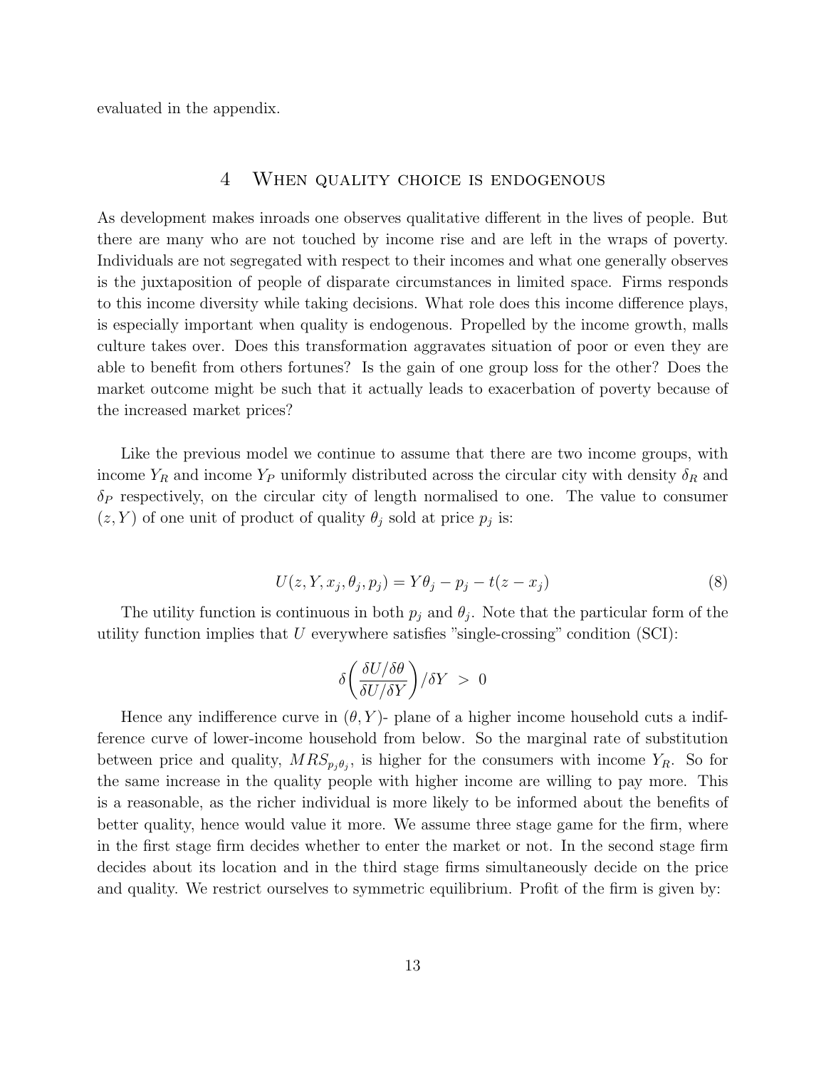evaluated in the appendix.

## 4 When quality choice is endogenous

As development makes inroads one observes qualitative different in the lives of people. But there are many who are not touched by income rise and are left in the wraps of poverty. Individuals are not segregated with respect to their incomes and what one generally observes is the juxtaposition of people of disparate circumstances in limited space. Firms responds to this income diversity while taking decisions. What role does this income difference plays, is especially important when quality is endogenous. Propelled by the income growth, malls culture takes over. Does this transformation aggravates situation of poor or even they are able to benefit from others fortunes? Is the gain of one group loss for the other? Does the market outcome might be such that it actually leads to exacerbation of poverty because of the increased market prices?

Like the previous model we continue to assume that there are two income groups, with income $Y_R$ and income $Y_P$ uniformly distributed across the circular city with density $\delta_R$ and $\delta_P$ respectively, on the circular city of length normalised to one. The value to consumer $(z, Y)$ of one unit of product of quality $\theta_j$ sold at price $p_j$ is:

$$U(z, Y, x_j, \theta_j, p_j) = Y\theta_j - p_j - t(z - x_j) \tag{8}$$

The utility function is continuous in both $p_j$ and $\theta_j$. Note that the particular form of the utility function implies that $U$ everywhere satisfies "single-crossing" condition (SCI):

$$\delta\left(\frac{\delta U/\delta\theta}{\delta U/\delta Y}\right)/\delta Y \ > \ 0$$

Hence any indifference curve in $(\theta, Y)$- plane of a higher income household cuts a indifference curve of lower-income household from below. So the marginal rate of substitution between price and quality, $MRS_{p_j\theta_j}$, is higher for the consumers with income $Y_R$. So for the same increase in the quality people with higher income are willing to pay more. This is a reasonable, as the richer individual is more likely to be informed about the benefits of better quality, hence would value it more. We assume three stage game for the firm, where in the first stage firm decides whether to enter the market or not. In the second stage firm decides about its location and in the third stage firms simultaneously decide on the price and quality. We restrict ourselves to symmetric equilibrium. Profit of the firm is given by: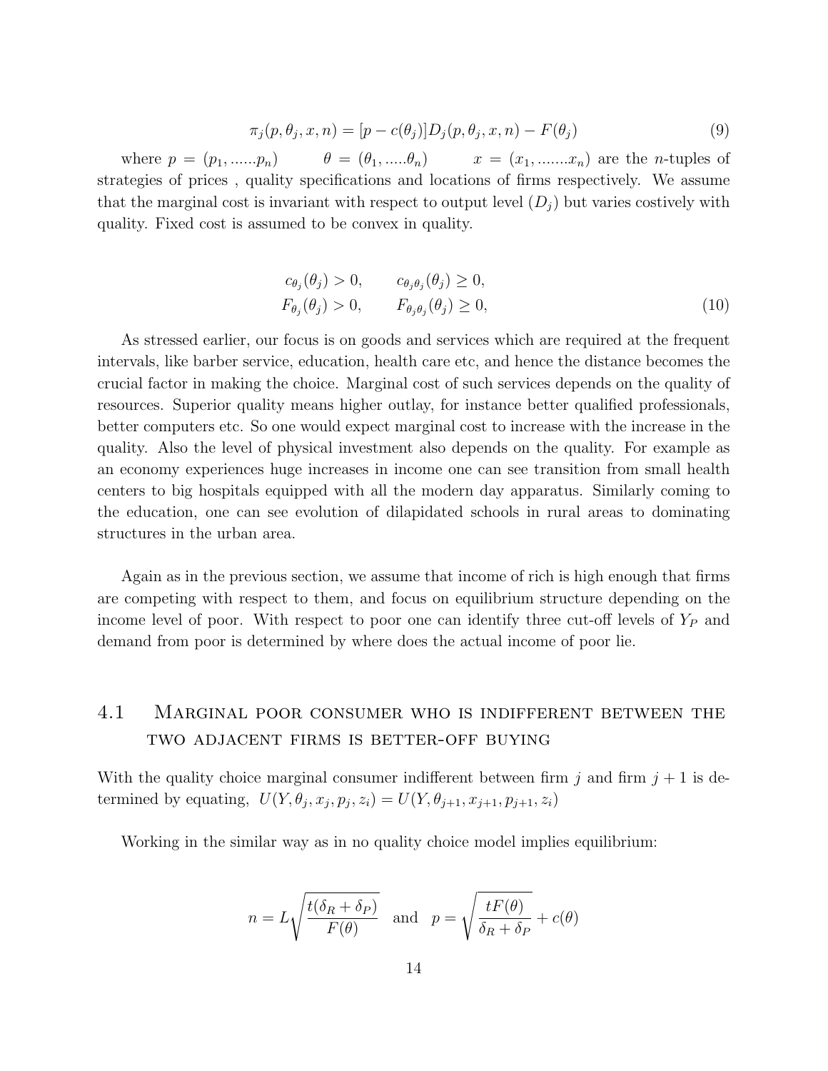$$\pi_j(p, \theta_j, x, n) = [p - c(\theta_j)]D_j(p, \theta_j, x, n) - F(\theta_j) \tag{9}$$

where $p = (p_1, ......p_n)$ $\theta = (\theta_1, .....\theta_n)$ $x = (x_1, .......x_n)$ are the $n$-tuples of strategies of prices , quality specifications and locations of firms respectively. We assume that the marginal cost is invariant with respect to output level ($D_j$) but varies costively with quality. Fixed cost is assumed to be convex in quality.

$$\begin{aligned} c_{\theta_j}(\theta_j) > 0, \qquad c_{\theta_j\theta_j}(\theta_j) \geq 0, \\ F_{\theta_j}(\theta_j) > 0, \qquad F_{\theta_j\theta_j}(\theta_j) \geq 0, \end{aligned} \tag{10}$$

As stressed earlier, our focus is on goods and services which are required at the frequent intervals, like barber service, education, health care etc, and hence the distance becomes the crucial factor in making the choice. Marginal cost of such services depends on the quality of resources. Superior quality means higher outlay, for instance better qualified professionals, better computers etc. So one would expect marginal cost to increase with the increase in the quality. Also the level of physical investment also depends on the quality. For example as an economy experiences huge increases in income one can see transition from small health centers to big hospitals equipped with all the modern day apparatus. Similarly coming to the education, one can see evolution of dilapidated schools in rural areas to dominating structures in the urban area.

Again as in the previous section, we assume that income of rich is high enough that firms are competing with respect to them, and focus on equilibrium structure depending on the income level of poor. With respect to poor one can identify three cut-off levels of $Y_P$ and demand from poor is determined by where does the actual income of poor lie.

## 4.1 Marginal poor consumer who is indifferent between the two adjacent firms is better-off buying

With the quality choice marginal consumer indifferent between firm $j$ and firm $j+1$ is determined by equating, $U(Y, \theta_j, x_j, p_j, z_i) = U(Y, \theta_{j+1}, x_{j+1}, p_{j+1}, z_i)$

Working in the similar way as in no quality choice model implies equilibrium:

$$n = L\sqrt{\frac{t(\delta_R + \delta_P)}{F(\theta)}} \quad \text{and} \quad p = \sqrt{\frac{tF(\theta)}{\delta_R + \delta_P}} + c(\theta)$$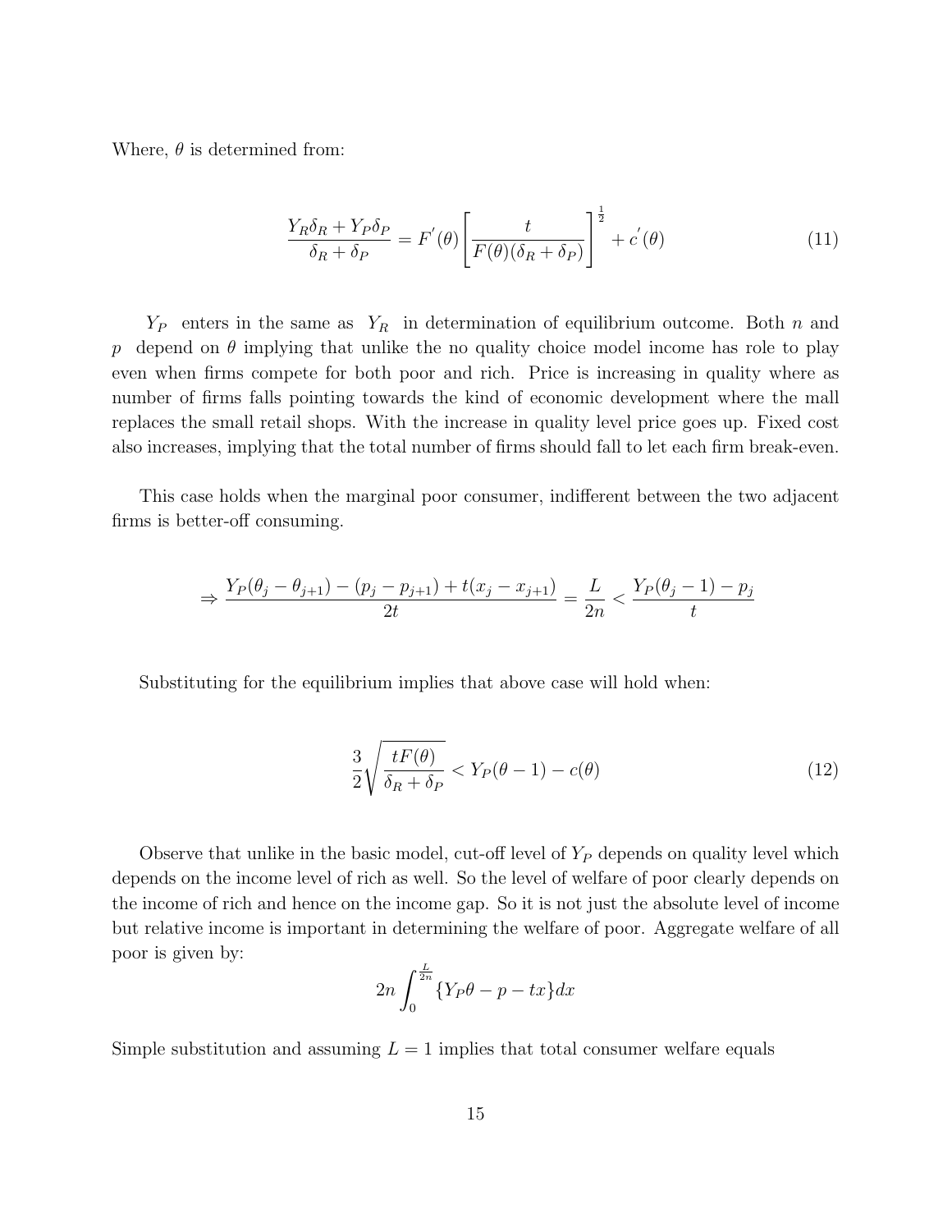Where, $\theta$ is determined from:

$$\frac{Y_R\delta_R + Y_P\delta_P}{\delta_R + \delta_P} = F^{'}(\theta)\left[\frac{t}{F(\theta)(\delta_R + \delta_P)}\right]^{\frac{1}{2}} + c^{'}(\theta) \tag{11}$$

$Y_P$ enters in the same as $Y_R$ in determination of equilibrium outcome. Both $n$ and $p$ depend on $\theta$ implying that unlike the no quality choice model income has role to play even when firms compete for both poor and rich. Price is increasing in quality where as number of firms falls pointing towards the kind of economic development where the mall replaces the small retail shops. With the increase in quality level price goes up. Fixed cost also increases, implying that the total number of firms should fall to let each firm break-even.

This case holds when the marginal poor consumer, indifferent between the two adjacent firms is better-off consuming.

$$\Rightarrow \frac{Y_P(\theta_j - \theta_{j+1}) - (p_j - p_{j+1}) + t(x_j - x_{j+1})}{2t} = \frac{L}{2n} < \frac{Y_P(\theta_j - 1) - p_j}{t}$$

Substituting for the equilibrium implies that above case will hold when:

$$\frac{3}{2}\sqrt{\frac{tF(\theta)}{\delta_R + \delta_P}} < Y_P(\theta - 1) - c(\theta) \tag{12}$$

Observe that unlike in the basic model, cut-off level of $Y_P$ depends on quality level which depends on the income level of rich as well. So the level of welfare of poor clearly depends on the income of rich and hence on the income gap. So it is not just the absolute level of income but relative income is important in determining the welfare of poor. Aggregate welfare of all poor is given by:

$$2n\int_0^{\frac{L}{2n}} \{Y_P\theta - p - tx\}dx$$

Simple substitution and assuming $L = 1$ implies that total consumer welfare equals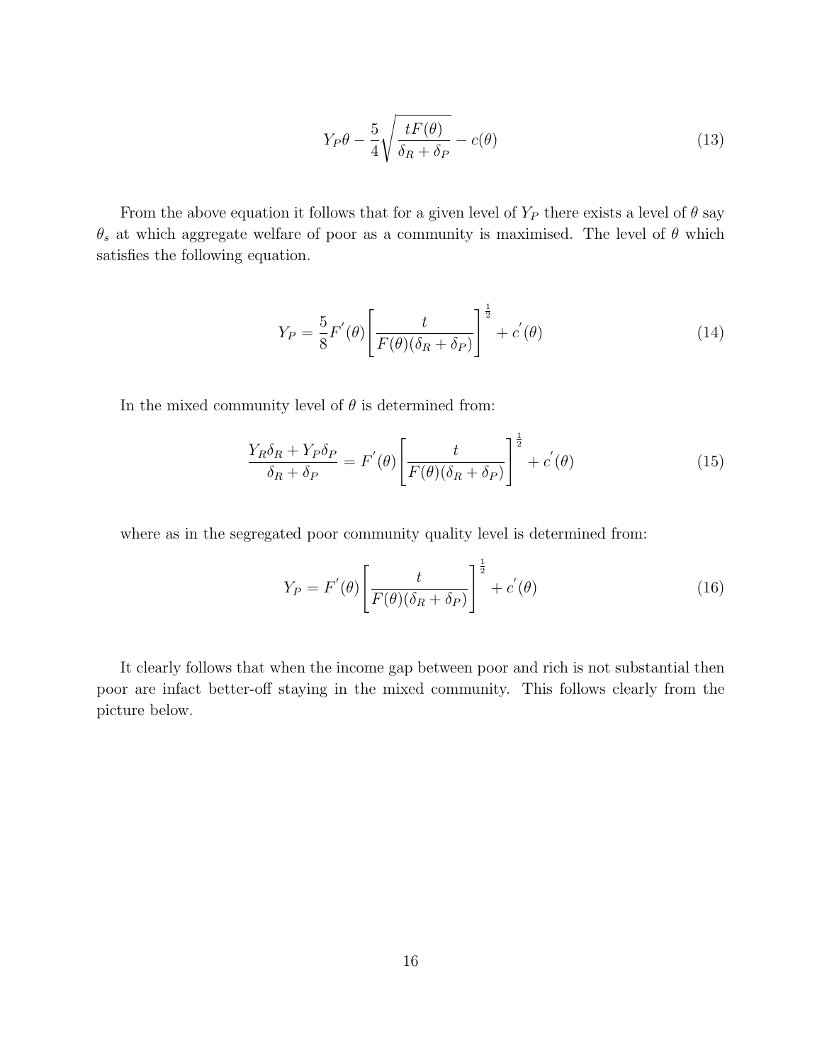$$Y_P\theta - \frac{5}{4}\sqrt{\frac{tF(\theta)}{\delta_R + \delta_P}} - c(\theta) \tag{13}$$

From the above equation it follows that for a given level of $Y_P$ there exists a level of $\theta$ say $\theta_s$ at which aggregate welfare of poor as a community is maximised. The level of $\theta$ which satisfies the following equation.

$$Y_P = \frac{5}{8}F^{'}(\theta)\left[\frac{t}{F(\theta)(\delta_R + \delta_P)}\right]^{\frac{1}{2}} + c^{'}(\theta) \tag{14}$$

In the mixed community level of $\theta$ is determined from:

$$\frac{Y_R\delta_R + Y_P\delta_P}{\delta_R + \delta_P} = F^{'}(\theta)\left[\frac{t}{F(\theta)(\delta_R + \delta_P)}\right]^{\frac{1}{2}} + c^{'}(\theta) \tag{15}$$

where as in the segregated poor community quality level is determined from:

$$Y_P = F^{'}(\theta)\left[\frac{t}{F(\theta)(\delta_R + \delta_P)}\right]^{\frac{1}{2}} + c^{'}(\theta) \tag{16}$$

It clearly follows that when the income gap between poor and rich is not substantial then poor are infact better-off staying in the mixed community. This follows clearly from the picture below.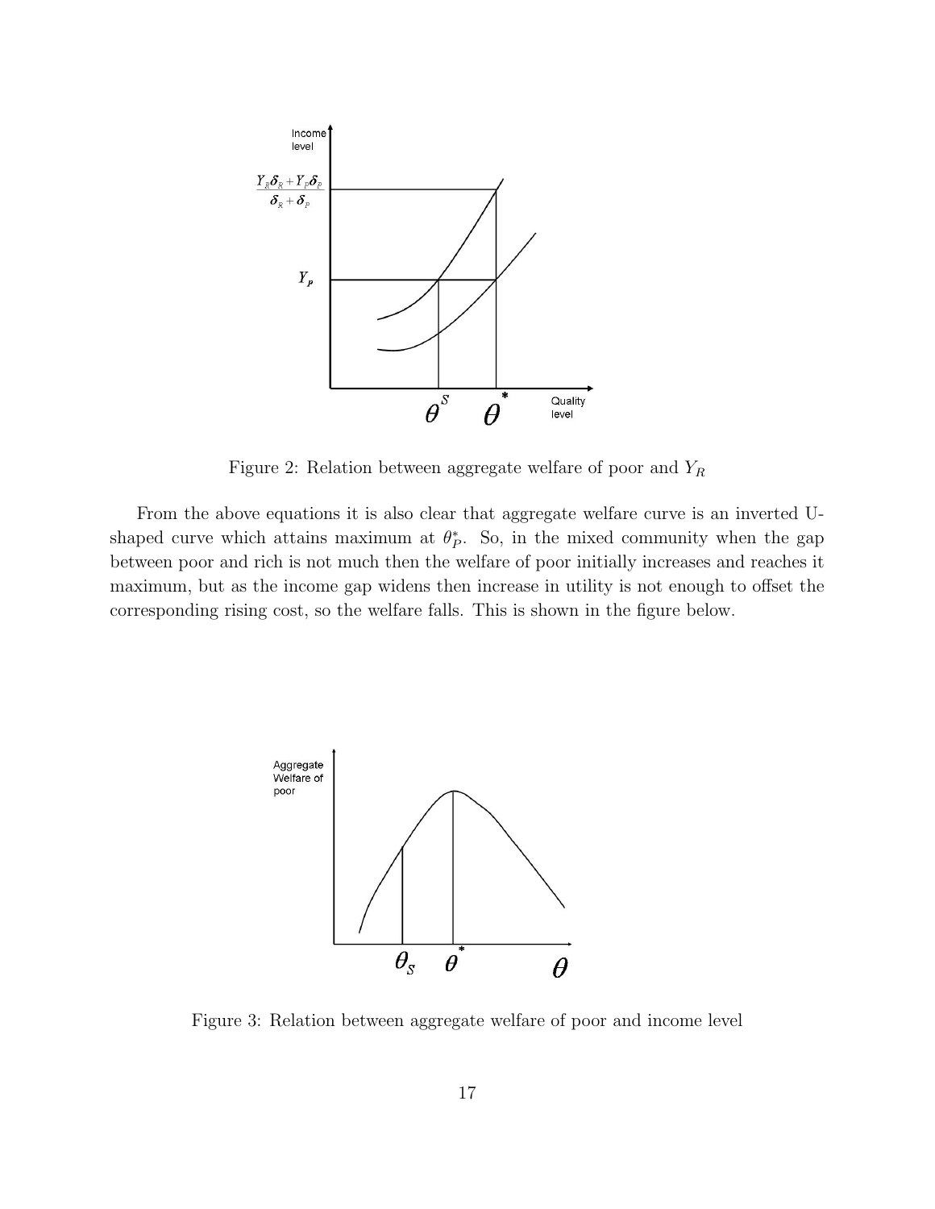Income level

$\frac{Y_R\delta_R + Y_P\delta_P}{\delta_R + \delta_P}$

$Y_P$

$\theta^S$ $\theta^*$ Quality level

Figure 2: Relation between aggregate welfare of poor and $Y_R$

From the above equations it is also clear that aggregate welfare curve is an inverted U-shaped curve which attains maximum at $\theta_P^*$. So, in the mixed community when the gap between poor and rich is not much then the welfare of poor initially increases and reaches it maximum, but as the income gap widens then increase in utility is not enough to offset the corresponding rising cost, so the welfare falls. This is shown in the figure below.

Aggregate Welfare of poor

$\theta_S$ $\theta^*$ $\theta$

Figure 3: Relation between aggregate welfare of poor and income level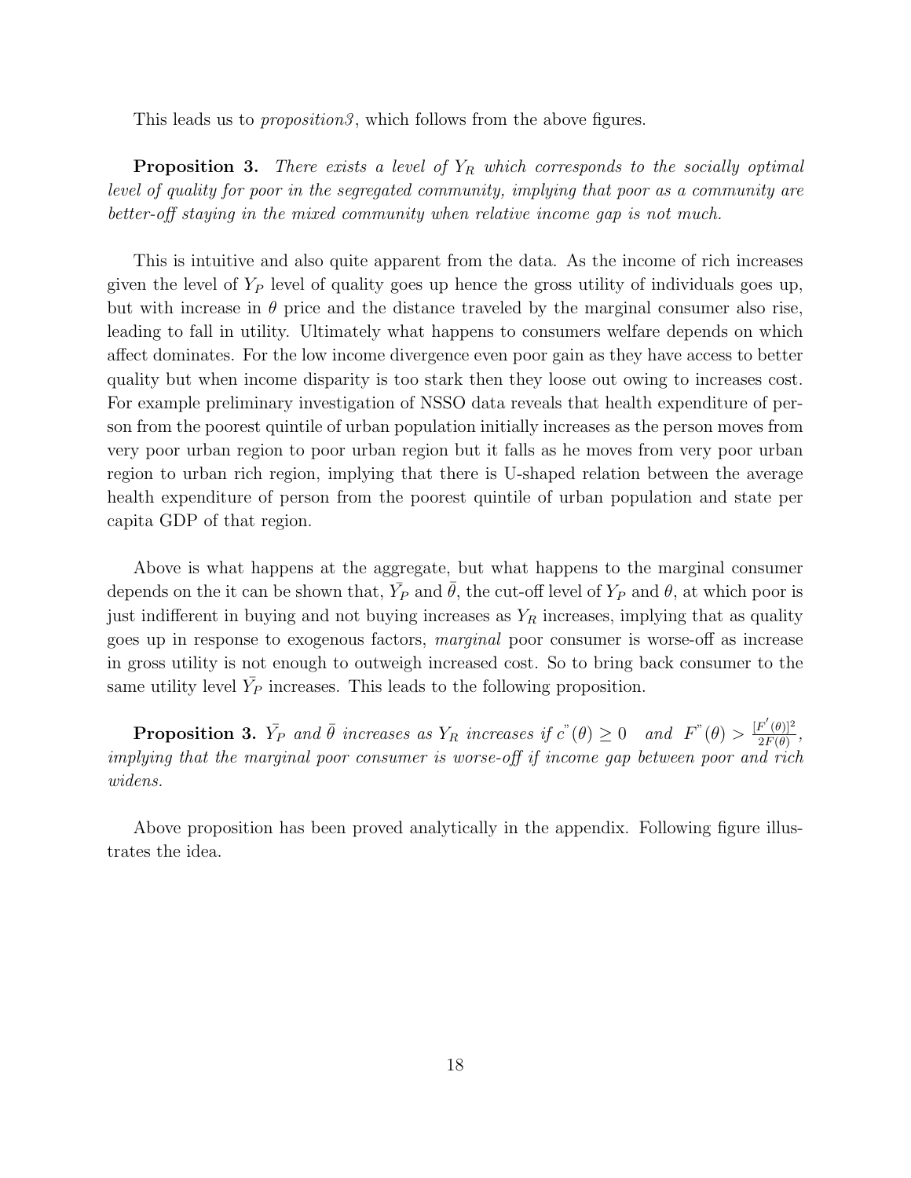This leads us to *proposition3*, which follows from the above figures.

**Proposition 3.** *There exists a level of $Y_R$ which corresponds to the socially optimal level of quality for poor in the segregated community, implying that poor as a community are better-off staying in the mixed community when relative income gap is not much.*

This is intuitive and also quite apparent from the data. As the income of rich increases given the level of $Y_P$ level of quality goes up hence the gross utility of individuals goes up, but with increase in $\theta$ price and the distance traveled by the marginal consumer also rise, leading to fall in utility. Ultimately what happens to consumers welfare depends on which affect dominates. For the low income divergence even poor gain as they have access to better quality but when income disparity is too stark then they loose out owing to increases cost. For example preliminary investigation of NSSO data reveals that health expenditure of person from the poorest quintile of urban population initially increases as the person moves from very poor urban region to poor urban region but it falls as he moves from very poor urban region to urban rich region, implying that there is U-shaped relation between the average health expenditure of person from the poorest quintile of urban population and state per capita GDP of that region.

Above is what happens at the aggregate, but what happens to the marginal consumer depends on the it can be shown that, $\bar{Y_P}$ and $\bar{\theta}$, the cut-off level of $Y_P$ and $\theta$, at which poor is just indifferent in buying and not buying increases as $Y_R$ increases, implying that as quality goes up in response to exogenous factors, *marginal* poor consumer is worse-off as increase in gross utility is not enough to outweigh increased cost. So to bring back consumer to the same utility level $\bar{Y_P}$ increases. This leads to the following proposition.

**Proposition 3.** *$\bar{Y_P}$ and $\bar{\theta}$ increases as $Y_R$ increases if $c^{"}(\theta) \geq 0$ and $F^{"}(\theta) > \frac{[F^{'}(\theta)]^2}{2F(\theta)}$, implying that the marginal poor consumer is worse-off if income gap between poor and rich widens.*

Above proposition has been proved analytically in the appendix. Following figure illustrates the idea.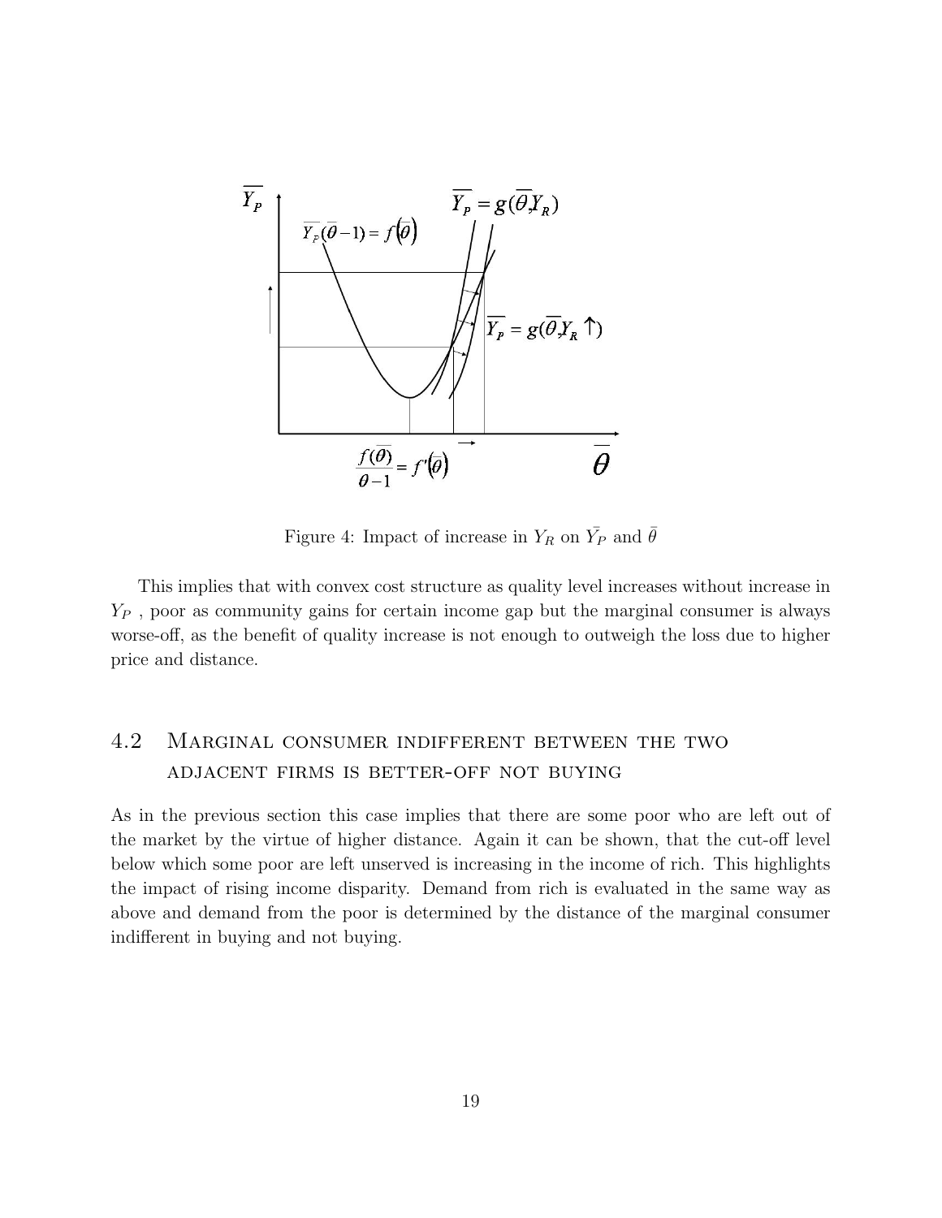$\overline{Y_P}$

$\overline{Y_P} = g(\overline{\theta}, Y_R)$

$\overline{Y_P}(\overline{\theta} - 1) = f(\overline{\theta})$

$\overline{Y_P} = g(\overline{\theta}, Y_R \uparrow)$

$\frac{f(\overline{\theta})}{\theta - 1} = f'(\overline{\theta})$

$\overline{\theta}$

Figure 4: Impact of increase in $Y_R$ on $\bar{Y}_P$ and $\bar{\theta}$

This implies that with convex cost structure as quality level increases without increase in $Y_P$ , poor as community gains for certain income gap but the marginal consumer is always worse-off, as the benefit of quality increase is not enough to outweigh the loss due to higher price and distance.

## 4.2 Marginal consumer indifferent between the two adjacent firms is better-off not buying

As in the previous section this case implies that there are some poor who are left out of the market by the virtue of higher distance. Again it can be shown, that the cut-off level below which some poor are left unserved is increasing in the income of rich. This highlights the impact of rising income disparity. Demand from rich is evaluated in the same way as above and demand from the poor is determined by the distance of the marginal consumer indifferent in buying and not buying.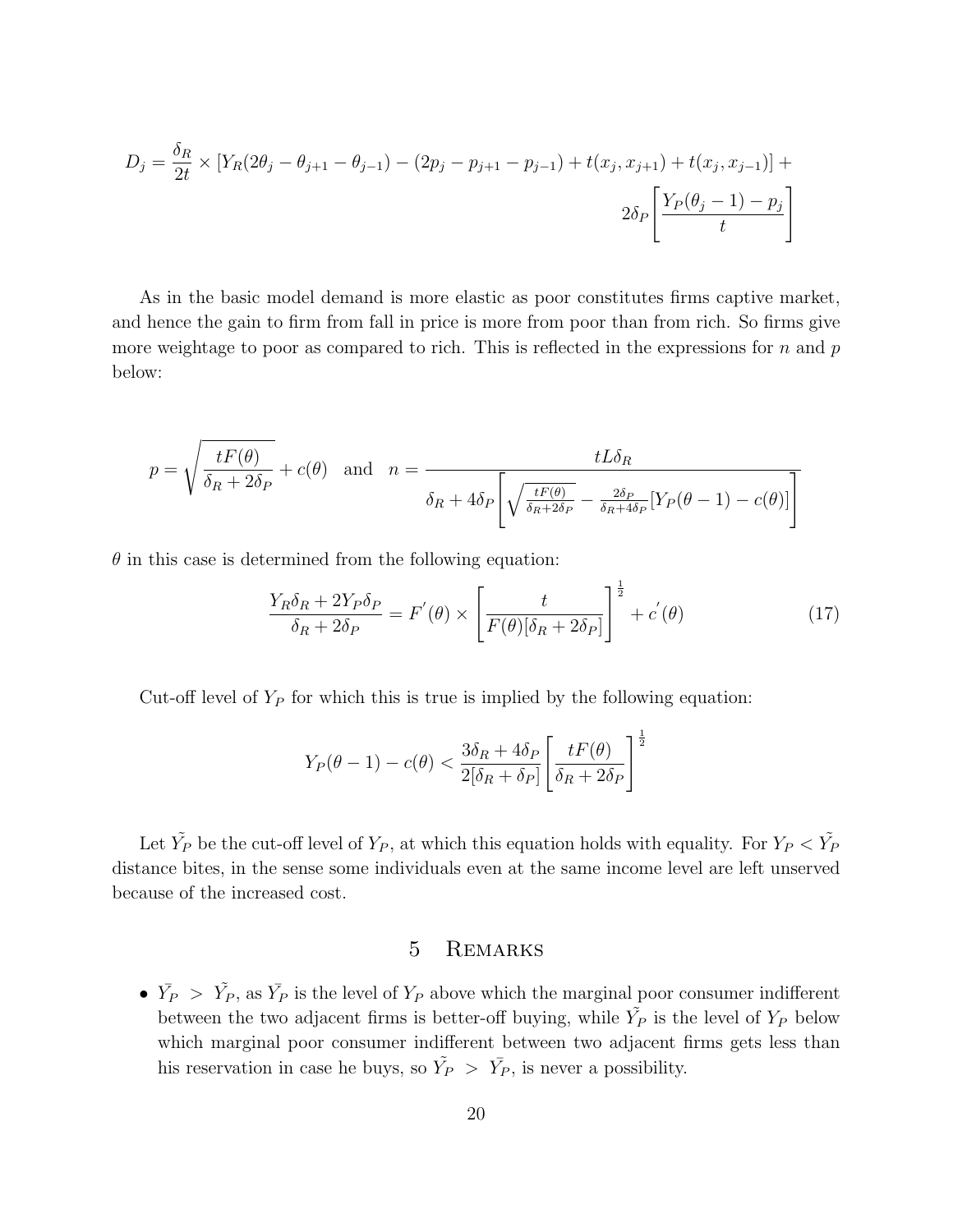$$D_j = \frac{\delta_R}{2t} \times [Y_R(2\theta_j - \theta_{j+1} - \theta_{j-1}) - (2p_j - p_{j+1} - p_{j-1}) + t(x_j, x_{j+1}) + t(x_j, x_{j-1})] + 2\delta_P \left[ \frac{Y_P(\theta_j - 1) - p_j}{t} \right]$$

As in the basic model demand is more elastic as poor constitutes firms captive market, and hence the gain to firm from fall in price is more from poor than from rich. So firms give more weightage to poor as compared to rich. This is reflected in the expressions for $n$ and $p$ below:

$$p = \sqrt{\frac{tF(\theta)}{\delta_R + 2\delta_P}} + c(\theta) \quad \text{and} \quad n = \frac{tL\delta_R}{\delta_R + 4\delta_P \left[ \sqrt{\frac{tF(\theta)}{\delta_R + 2\delta_P}} - \frac{2\delta_P}{\delta_R + 4\delta_P}[Y_P(\theta - 1) - c(\theta)] \right]}$$

$\theta$ in this case is determined from the following equation:

$$\frac{Y_R\delta_R + 2Y_P\delta_P}{\delta_R + 2\delta_P} = F^{'}(\theta) \times \left[ \frac{t}{F(\theta)[\delta_R + 2\delta_P]} \right]^{\frac{1}{2}} + c^{'}(\theta) \tag{17}$$

Cut-off level of $Y_P$ for which this is true is implied by the following equation:

$$Y_P(\theta - 1) - c(\theta) < \frac{3\delta_R + 4\delta_P}{2[\delta_R + \delta_P]} \left[ \frac{tF(\theta)}{\delta_R + 2\delta_P} \right]^{\frac{1}{2}}$$

Let $\tilde{Y_P}$ be the cut-off level of $Y_P$, at which this equation holds with equality. For $Y_P < \tilde{Y_P}$ distance bites, in the sense some individuals even at the same income level are left unserved because of the increased cost.

# 5 Remarks

- $\bar{Y_P} > \tilde{Y_P}$, as $\bar{Y_P}$ is the level of $Y_P$ above which the marginal poor consumer indifferent between the two adjacent firms is better-off buying, while $\tilde{Y_P}$ is the level of $Y_P$ below which marginal poor consumer indifferent between two adjacent firms gets less than his reservation in case he buys, so $\tilde{Y_P} > \bar{Y_P}$, is never a possibility.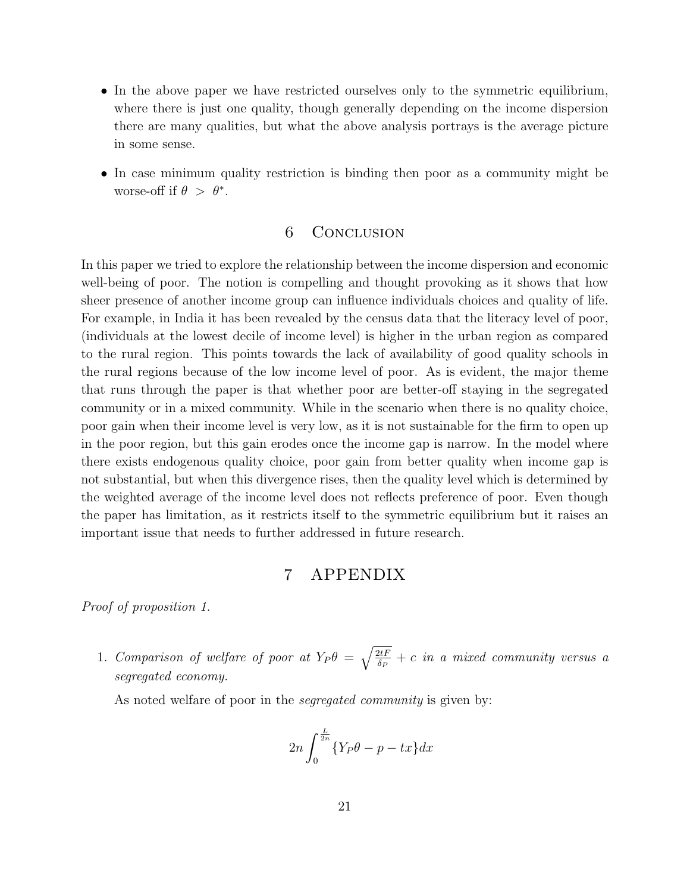- In the above paper we have restricted ourselves only to the symmetric equilibrium, where there is just one quality, though generally depending on the income dispersion there are many qualities, but what the above analysis portrays is the average picture in some sense.
- In case minimum quality restriction is binding then poor as a community might be worse-off if $\theta > \theta^*$.

# 6 Conclusion

In this paper we tried to explore the relationship between the income dispersion and economic well-being of poor. The notion is compelling and thought provoking as it shows that how sheer presence of another income group can influence individuals choices and quality of life. For example, in India it has been revealed by the census data that the literacy level of poor, (individuals at the lowest decile of income level) is higher in the urban region as compared to the rural region. This points towards the lack of availability of good quality schools in the rural regions because of the low income level of poor. As is evident, the major theme that runs through the paper is that whether poor are better-off staying in the segregated community or in a mixed community. While in the scenario when there is no quality choice, poor gain when their income level is very low, as it is not sustainable for the firm to open up in the poor region, but this gain erodes once the income gap is narrow. In the model where there exists endogenous quality choice, poor gain from better quality when income gap is not substantial, but when this divergence rises, then the quality level which is determined by the weighted average of the income level does not reflects preference of poor. Even though the paper has limitation, as it restricts itself to the symmetric equilibrium but it raises an important issue that needs to further addressed in future research.

# 7 APPENDIX

*Proof of proposition 1.*

1. *Comparison of welfare of poor at* $Y_P\theta = \sqrt{\frac{2tF}{\delta_P}} + c$ *in a mixed community versus a segregated economy.*

   As noted welfare of poor in the *segregated community* is given by:

$$2n\int_0^{\frac{L}{2n}}\{Y_P\theta - p - tx\}dx$$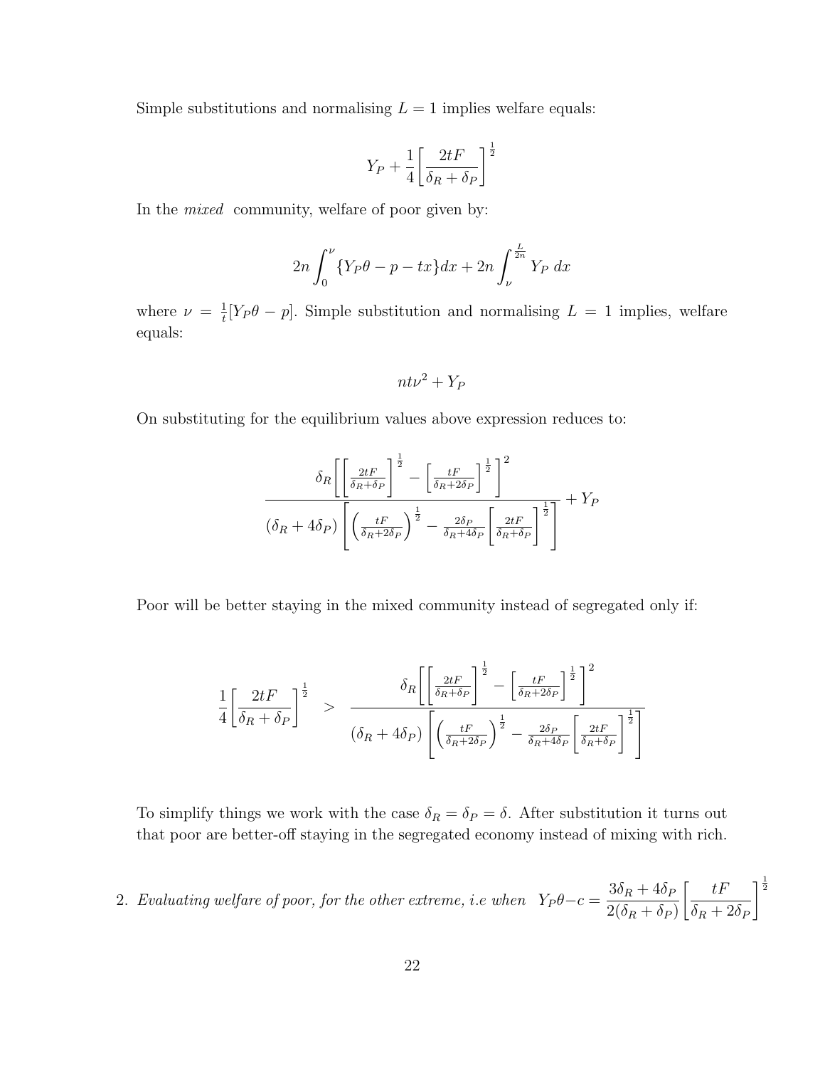Simple substitutions and normalising $L = 1$ implies welfare equals:

$$Y_P + \frac{1}{4}\left[\frac{2tF}{\delta_R + \delta_P}\right]^{\frac{1}{2}}$$

In the *mixed* community, welfare of poor given by:

$$2n\int_0^{\nu}\{Y_P\theta - p - tx\}dx + 2n\int_{\nu}^{\frac{L}{2n}} Y_P \, dx$$

where $\nu = \frac{1}{t}[Y_P\theta - p]$. Simple substitution and normalising $L = 1$ implies, welfare equals:

$$nt\nu^2 + Y_P$$

On substituting for the equilibrium values above expression reduces to:

$$\frac{\delta_R\left[\left[\frac{2tF}{\delta_R+\delta_P}\right]^{\frac{1}{2}} - \left[\frac{tF}{\delta_R+2\delta_P}\right]^{\frac{1}{2}}\right]^2}{(\delta_R + 4\delta_P)\left[\left(\frac{tF}{\delta_R+2\delta_P}\right)^{\frac{1}{2}} - \frac{2\delta_P}{\delta_R+4\delta_P}\left[\frac{2tF}{\delta_R+\delta_P}\right]^{\frac{1}{2}}\right]} + Y_P$$

Poor will be better staying in the mixed community instead of segregated only if:

$$\frac{1}{4}\left[\frac{2tF}{\delta_R + \delta_P}\right]^{\frac{1}{2}} \quad > \quad \frac{\delta_R\left[\left[\frac{2tF}{\delta_R+\delta_P}\right]^{\frac{1}{2}} - \left[\frac{tF}{\delta_R+2\delta_P}\right]^{\frac{1}{2}}\right]^2}{(\delta_R + 4\delta_P)\left[\left(\frac{tF}{\delta_R+2\delta_P}\right)^{\frac{1}{2}} - \frac{2\delta_P}{\delta_R+4\delta_P}\left[\frac{2tF}{\delta_R+\delta_P}\right]^{\frac{1}{2}}\right]}$$

To simplify things we work with the case $\delta_R = \delta_P = \delta$. After substitution it turns out that poor are better-off staying in the segregated economy instead of mixing with rich.

2. *Evaluating welfare of poor, for the other extreme, i.e when* $Y_P\theta - c = \dfrac{3\delta_R + 4\delta_P}{2(\delta_R + \delta_P)}\left[\dfrac{tF}{\delta_R + 2\delta_P}\right]^{\frac{1}{2}}$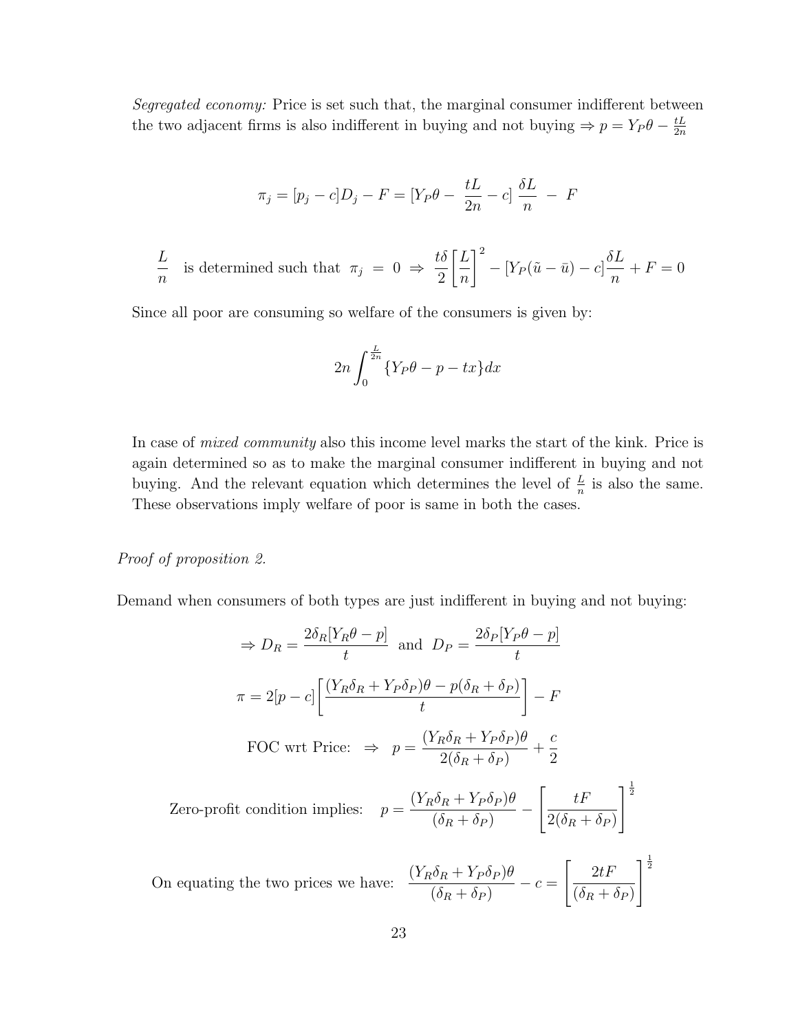*Segregated economy:* Price is set such that, the marginal consumer indifferent between the two adjacent firms is also indifferent in buying and not buying $\Rightarrow p = Y_P\theta - \frac{tL}{2n}$

$$\pi_j = [p_j - c]D_j - F = [Y_P\theta - \frac{tL}{2n} - c]\ \frac{\delta L}{n}\ -\ F$$

$$\frac{L}{n} \quad \text{is determined such that } \pi_j \ = \ 0 \ \Rightarrow \ \frac{t\delta}{2}\left[\frac{L}{n}\right]^2 - [Y_P(\tilde{u} - \bar{u}) - c]\frac{\delta L}{n} + F = 0$$

Since all poor are consuming so welfare of the consumers is given by:

$$2n\int_0^{\frac{L}{2n}} \{Y_P\theta - p - tx\}dx$$

In case of *mixed community* also this income level marks the start of the kink. Price is again determined so as to make the marginal consumer indifferent in buying and not buying. And the relevant equation which determines the level of $\frac{L}{n}$ is also the same. These observations imply welfare of poor is same in both the cases.

*Proof of proposition 2.*

Demand when consumers of both types are just indifferent in buying and not buying:

$$\Rightarrow D_R = \frac{2\delta_R[Y_R\theta - p]}{t} \ \text{ and } \ D_P = \frac{2\delta_P[Y_P\theta - p]}{t}$$

$$\pi = 2[p - c]\left[\frac{(Y_R\delta_R + Y_P\delta_P)\theta - p(\delta_R + \delta_P)}{t}\right] - F$$

$$\text{FOC wrt Price:} \ \Rightarrow \ p = \frac{(Y_R\delta_R + Y_P\delta_P)\theta}{2(\delta_R + \delta_P)} + \frac{c}{2}$$

$$\text{Zero-profit condition implies:} \quad p = \frac{(Y_R\delta_R + Y_P\delta_P)\theta}{(\delta_R + \delta_P)} - \left[\frac{tF}{2(\delta_R + \delta_P)}\right]^{\frac{1}{2}}$$

$$\text{On equating the two prices we have:} \ \ \frac{(Y_R\delta_R + Y_P\delta_P)\theta}{(\delta_R + \delta_P)} - c = \left[\frac{2tF}{(\delta_R + \delta_P)}\right]^{\frac{1}{2}}$$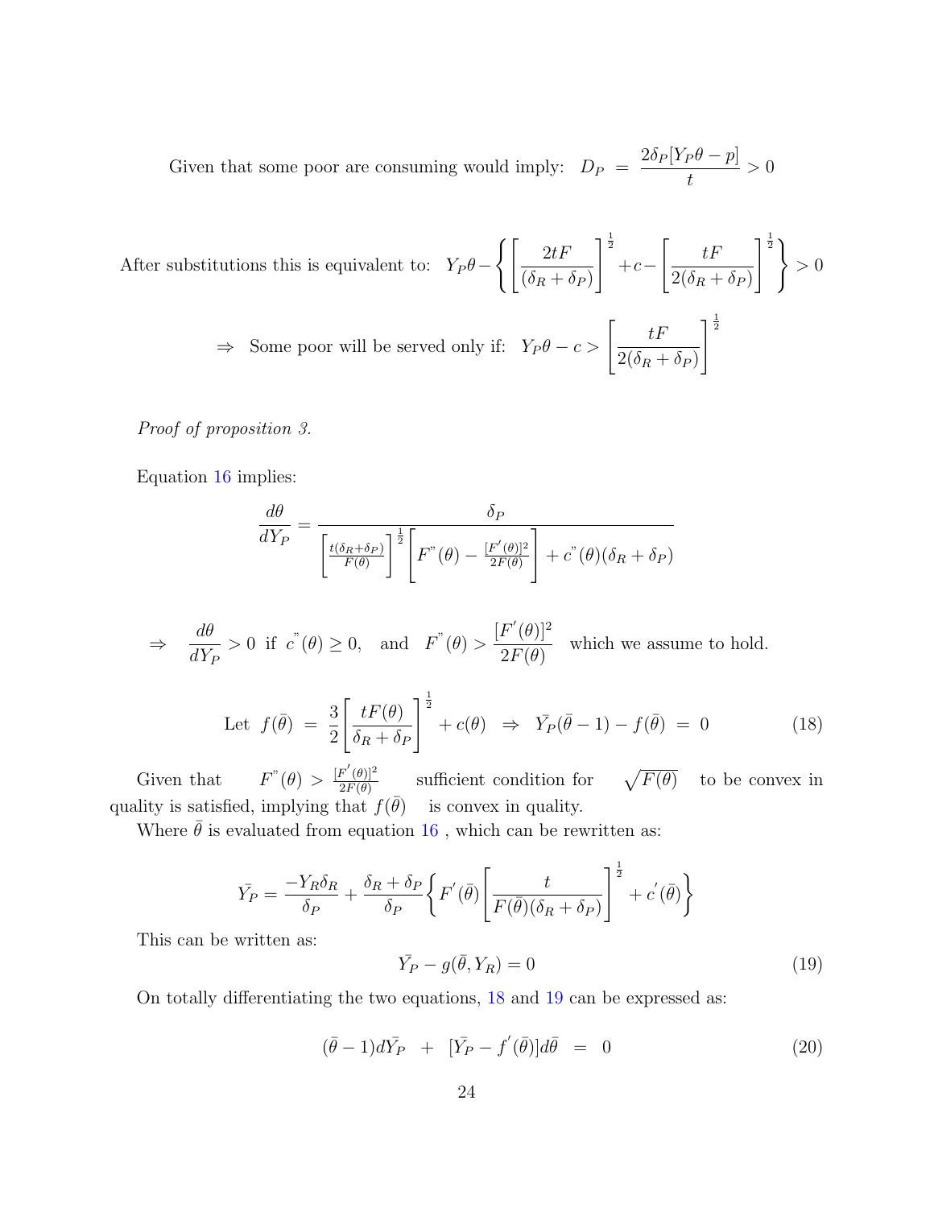Given that some poor are consuming would imply: $D_P = \dfrac{2\delta_P[Y_P\theta - p]}{t} > 0$

After substitutions this is equivalent to: $Y_P\theta - \left\{ \left[\dfrac{2tF}{(\delta_R+\delta_P)}\right]^{\frac{1}{2}} + c - \left[\dfrac{tF}{2(\delta_R+\delta_P)}\right]^{\frac{1}{2}} \right\} > 0$

$$\Rightarrow \text{ Some poor will be served only if: } Y_P\theta - c > \left[\frac{tF}{2(\delta_R+\delta_P)}\right]^{\frac{1}{2}}$$

*Proof of proposition 3.*

Equation 16 implies:

$$\frac{d\theta}{dY_P} = \frac{\delta_P}{\left[\frac{t(\delta_R+\delta_P)}{F(\theta)}\right]^{\frac{1}{2}}\left[F^{"}(\theta) - \frac{[F^{'}(\theta)]^2}{2F(\theta)}\right] + c^{"}(\theta)(\delta_R+\delta_P)}$$

$$\Rightarrow \quad \frac{d\theta}{dY_P} > 0 \text{ if } c^{"}(\theta) \geq 0, \quad \text{and} \quad F^{"}(\theta) > \frac{[F^{'}(\theta)]^2}{2F(\theta)} \quad \text{which we assume to hold.}$$

$$\text{Let } f(\bar{\theta}) \;=\; \frac{3}{2}\left[\frac{tF(\theta)}{\delta_R+\delta_P}\right]^{\frac{1}{2}} + c(\theta) \;\Rightarrow\; \bar{Y_P}(\bar{\theta}-1) - f(\bar{\theta}) \;=\; 0 \tag{18}$$

Given that $F^{"}(\theta) > \frac{[F^{'}(\theta)]^2}{2F(\theta)}$ sufficient condition for $\sqrt{F(\theta)}$ to be convex in quality is satisfied, implying that $f(\bar{\theta})$ is convex in quality.

Where $\bar{\theta}$ is evaluated from equation 16 , which can be rewritten as:

$$\bar{Y_P} = \frac{-Y_R\delta_R}{\delta_P} + \frac{\delta_R+\delta_P}{\delta_P}\left\{F^{'}(\bar{\theta})\left[\frac{t}{F(\bar{\theta})(\delta_R+\delta_P)}\right]^{\frac{1}{2}} + c^{'}(\bar{\theta})\right\}$$

This can be written as:

$$\bar{Y_P} - g(\bar{\theta}, Y_R) = 0 \tag{19}$$

On totally differentiating the two equations, 18 and 19 can be expressed as:

$$(\bar{\theta}-1)d\bar{Y_P} \;+\; [\bar{Y_P} - f^{'}(\bar{\theta})]d\bar{\theta} \;=\; 0 \tag{20}$$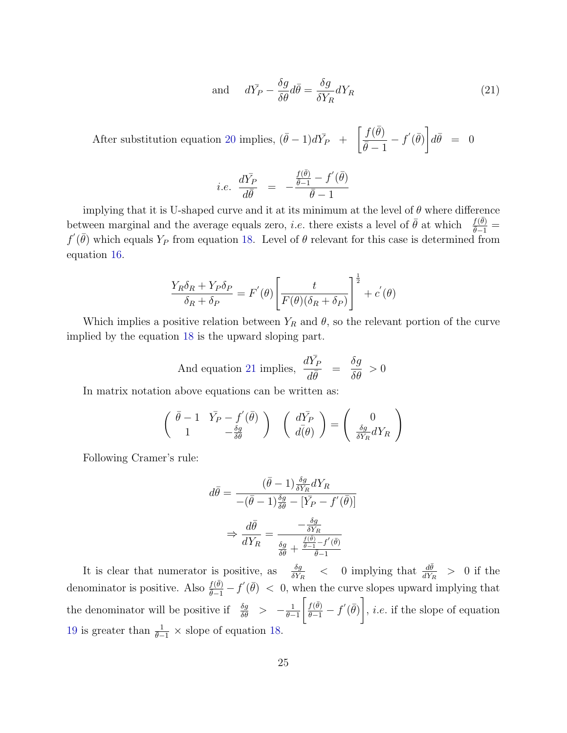$$\text{and} \quad d\bar{Y_P} - \frac{\delta g}{\delta \theta} d\bar{\theta} = \frac{\delta g}{\delta Y_R} dY_R \tag{21}$$

After substitution equation 20 implies, $(\bar{\theta}-1)d\bar{Y_P} \;+\; \left[\frac{f(\bar{\theta})}{\bar{\theta}-1} - f^{'}(\bar{\theta})\right] d\bar{\theta} \;=\; 0$

$$i.e.\ \frac{d\bar{Y_P}}{d\bar{\theta}} \;=\; -\frac{\frac{f(\bar{\theta})}{\bar{\theta}-1} - f^{'}(\bar{\theta})}{\bar{\theta}-1}$$

implying that it is U-shaped curve and it at its minimum at the level of $\theta$ where difference between marginal and the average equals zero, *i.e.* there exists a level of $\bar{\theta}$ at which $\frac{f(\bar{\theta})}{\bar{\theta}-1} = f^{'}(\bar{\theta})$ which equals $Y_P$ from equation 18. Level of $\theta$ relevant for this case is determined from equation 16.

$$\frac{Y_R\delta_R + Y_P\delta_P}{\delta_R + \delta_P} = F^{'}(\theta)\left[\frac{t}{F(\theta)(\delta_R+\delta_P)}\right]^{\frac{1}{2}} + c^{'}(\theta)$$

Which implies a positive relation between $Y_R$ and $\theta$, so the relevant portion of the curve implied by the equation 18 is the upward sloping part.

$$\text{And equation 21 implies,} \ \frac{d\bar{Y_P}}{d\bar{\theta}} \;=\; \frac{\delta g}{\delta \theta} \;>0$$

In matrix notation above equations can be written as:

$$\begin{pmatrix} \bar{\theta}-1 & \bar{Y_P} - f^{'}(\bar{\theta}) \\ 1 & -\frac{\delta g}{\delta \theta} \end{pmatrix} \begin{pmatrix} d\bar{Y_P} \\ d\bar{(\theta)} \end{pmatrix} = \begin{pmatrix} 0 \\ \frac{\delta g}{\delta Y_R} dY_R \end{pmatrix}$$

Following Cramer's rule:

$$d\bar{\theta} = \frac{(\bar{\theta}-1)\frac{\delta g}{\delta Y_R} dY_R}{-(\bar{\theta}-1)\frac{\delta g}{\delta \theta} - [\bar{Y_P} - f^{'}(\bar{\theta})]}$$

$$\Rightarrow \frac{d\bar{\theta}}{dY_R} = \frac{-\frac{\delta g}{\delta Y_R}}{\frac{\delta g}{\delta \theta} + \frac{\frac{f(\bar{\theta})}{\bar{\theta}-1} - f^{'}(\bar{\theta})}{\bar{\theta}-1}}$$

It is clear that numerator is positive, as $\frac{\delta g}{\delta Y_R} < 0$ implying that $\frac{d\bar{\theta}}{dY_R} > 0$ if the denominator is positive. Also $\frac{f(\bar{\theta})}{\bar{\theta}-1} - f^{'}(\bar{\theta}) < 0$, when the curve slopes upward implying that the denominator will be positive if $\frac{\delta g}{\delta \theta} > -\frac{1}{\bar{\theta}-1}\left[\frac{f(\bar{\theta})}{\bar{\theta}-1} - f^{'}(\bar{\theta})\right]$, *i.e.* if the slope of equation 19 is greater than $\frac{1}{\bar{\theta}-1} \times$ slope of equation 18.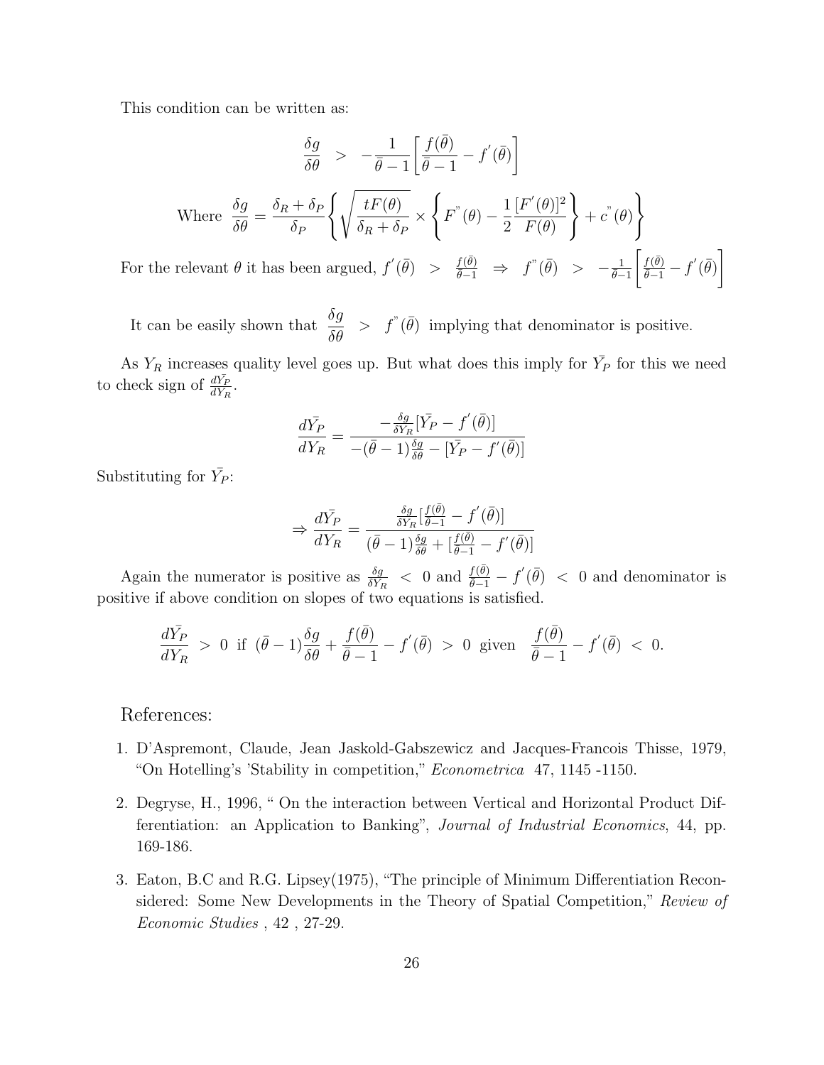This condition can be written as:

$$\frac{\delta g}{\delta \theta} \quad > \quad -\frac{1}{\bar{\theta}-1}\left[\frac{f(\bar{\theta})}{\bar{\theta}-1} - f^{'}(\bar{\theta})\right]$$

$$\text{Where} \;\; \frac{\delta g}{\delta \theta} = \frac{\delta_R + \delta_P}{\delta_P}\left\{\sqrt{\frac{tF(\theta)}{\delta_R + \delta_P}} \times \left\{F^{"}(\theta) - \frac{1}{2}\frac{[F^{'}(\theta)]^2}{F(\theta)}\right\} + c^{"}(\theta)\right\}$$

For the relevant $\theta$ it has been argued, $f^{'}(\bar{\theta}) \;\; > \;\; \frac{f(\bar{\theta})}{\bar{\theta}-1} \;\; \Rightarrow \;\; f^{"}(\bar{\theta}) \;\; > \;\; -\frac{1}{\bar{\theta}-1}\left[\frac{f(\bar{\theta})}{\bar{\theta}-1} - f^{'}(\bar{\theta})\right]$

It can be easily shown that $\frac{\delta g}{\delta \theta} \;\; > \;\; f^{"}(\bar{\theta})$ implying that denominator is positive.

As $Y_R$ increases quality level goes up. But what does this imply for $\bar{Y_P}$ for this we need to check sign of $\frac{d\bar{Y_P}}{dY_R}$.

$$\frac{d\bar{Y_P}}{dY_R} = \frac{-\frac{\delta g}{\delta Y_R}[\bar{Y_P} - f^{'}(\bar{\theta})]}{-(\bar{\theta}-1)\frac{\delta g}{\delta \theta} - [\bar{Y_P} - f^{'}(\bar{\theta})]}$$

Substituting for $\bar{Y_P}$:

$$\Rightarrow \frac{d\bar{Y_P}}{dY_R} = \frac{\frac{\delta g}{\delta Y_R}[\frac{f(\bar{\theta})}{\bar{\theta}-1} - f^{'}(\bar{\theta})]}{(\bar{\theta}-1)\frac{\delta g}{\delta \theta} + [\frac{f(\bar{\theta})}{\bar{\theta}-1} - f^{'}(\bar{\theta})]}$$

Again the numerator is positive as $\frac{\delta g}{\delta Y_R} \;<\; 0$ and $\frac{f(\bar{\theta})}{\bar{\theta}-1} - f^{'}(\bar{\theta}) \;<\; 0$ and denominator is positive if above condition on slopes of two equations is satisfied.

$$\frac{d\bar{Y_P}}{dY_R} \;>\; 0 \;\text{ if }\; (\bar{\theta}-1)\frac{\delta g}{\delta \theta} + \frac{f(\bar{\theta})}{\bar{\theta}-1} - f^{'}(\bar{\theta}) \;>\; 0 \;\text{ given }\;\; \frac{f(\bar{\theta})}{\bar{\theta}-1} - f^{'}(\bar{\theta}) \;<\; 0.$$

## References:

1. D'Aspremont, Claude, Jean Jaskold-Gabszewicz and Jacques-Francois Thisse, 1979, "On Hotelling's 'Stability in competition," *Econometrica* 47, 1145 -1150.
2. Degryse, H., 1996, " On the interaction between Vertical and Horizontal Product Differentiation: an Application to Banking", *Journal of Industrial Economics*, 44, pp. 169-186.
3. Eaton, B.C and R.G. Lipsey(1975), "The principle of Minimum Differentiation Reconsidered: Some New Developments in the Theory of Spatial Competition," *Review of Economic Studies* , 42 , 27-29.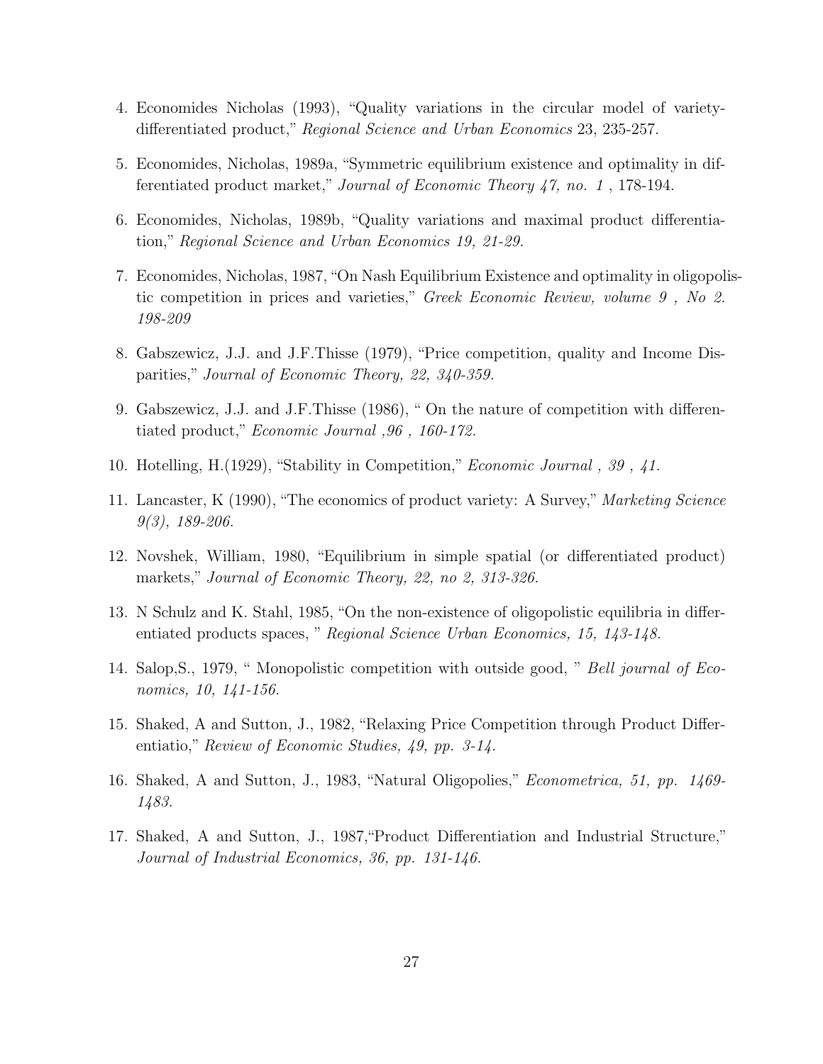4. Economides Nicholas (1993), "Quality variations in the circular model of variety-differentiated product," *Regional Science and Urban Economics* 23, 235-257.

5. Economides, Nicholas, 1989a, "Symmetric equilibrium existence and optimality in differentiated product market," *Journal of Economic Theory 47, no. 1* , 178-194.

6. Economides, Nicholas, 1989b, "Quality variations and maximal product differentiation," *Regional Science and Urban Economics 19, 21-29.*

7. Economides, Nicholas, 1987, "On Nash Equilibrium Existence and optimality in oligopolistic competition in prices and varieties," *Greek Economic Review, volume 9 , No 2. 198-209*

8. Gabszewicz, J.J. and J.F.Thisse (1979), "Price competition, quality and Income Disparities," *Journal of Economic Theory, 22, 340-359.*

9. Gabszewicz, J.J. and J.F.Thisse (1986), " On the nature of competition with differentiated product," *Economic Journal ,96 , 160-172.*

10. Hotelling, H.(1929), "Stability in Competition," *Economic Journal , 39 , 41.*

11. Lancaster, K (1990), "The economics of product variety: A Survey," *Marketing Science 9(3), 189-206.*

12. Novshek, William, 1980, "Equilibrium in simple spatial (or differentiated product) markets," *Journal of Economic Theory, 22, no 2, 313-326.*

13. N Schulz and K. Stahl, 1985, "On the non-existence of oligopolistic equilibria in differentiated products spaces, " *Regional Science Urban Economics, 15, 143-148.*

14. Salop,S., 1979, " Monopolistic competition with outside good, " *Bell journal of Economics, 10, 141-156.*

15. Shaked, A and Sutton, J., 1982, "Relaxing Price Competition through Product Differentiatio," *Review of Economic Studies, 49, pp. 3-14.*

16. Shaked, A and Sutton, J., 1983, "Natural Oligopolies," *Econometrica, 51, pp. 1469-1483.*

17. Shaked, A and Sutton, J., 1987,"Product Differentiation and Industrial Structure," *Journal of Industrial Economics, 36, pp. 131-146.*